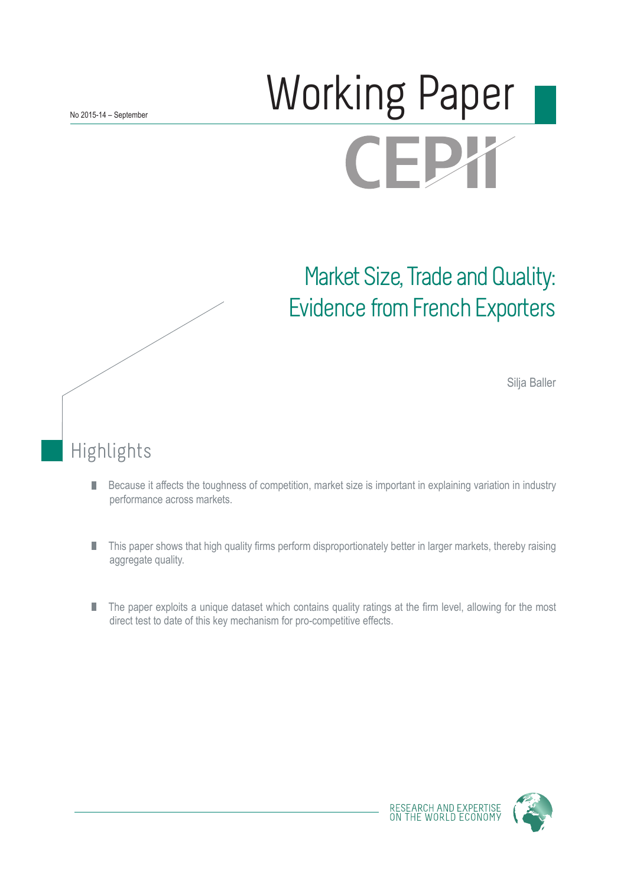No 2015-14 – September

# Working Paper

CEPII

## Market Size, Trade and Quality: Evidence from French Exporters

Silja Baller

## Highlights

- Because it affects the toughness of competition, market size is important in explaining variation in industry performance across markets.
- This paper shows that high quality firms perform disproportionately better in larger markets, thereby raising aggregate quality.
- The paper exploits a unique dataset which contains quality ratings at the firm level, allowing for the most direct test to date of this key mechanism for pro-competitive effects.

RESEARCH AND EXPERTISE ON THE WORLD ECONOMY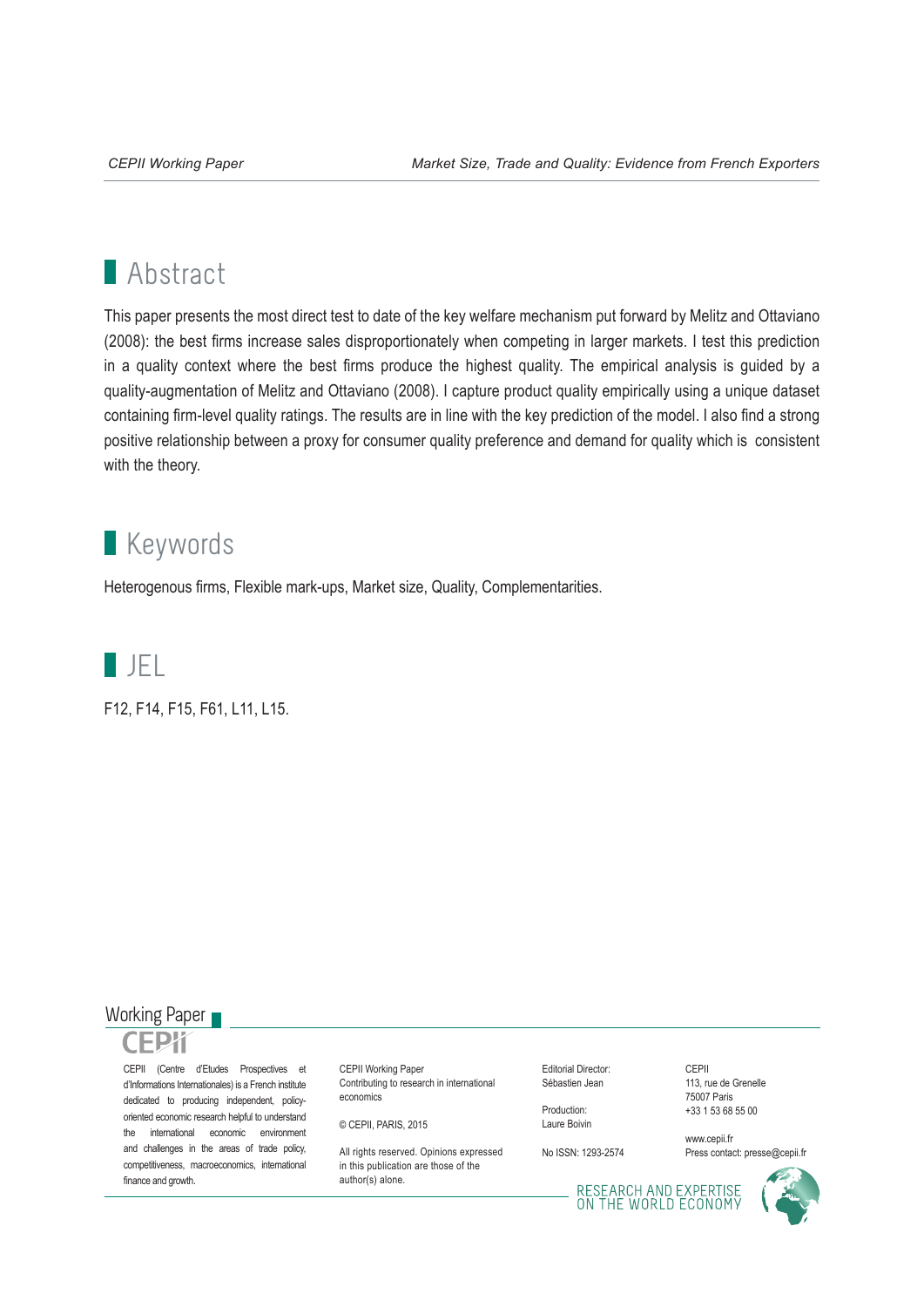## Abstract

This paper presents the most direct test to date of the key welfare mechanism put forward by Melitz and Ottaviano (2008): the best firms increase sales disproportionately when competing in larger markets. I test this prediction in a quality context where the best firms produce the highest quality. The empirical analysis is guided by a quality-augmentation of Melitz and Ottaviano (2008). I capture product quality empirically using a unique dataset containing firm-level quality ratings. The results are in line with the key prediction of the model. I also find a strong positive relationship between a proxy for consumer quality preference and demand for quality which is consistent with the theory.

## Keywords

Heterogenous firms, Flexible mark-ups, Market size, Quality, Complementarities.

## JEL

F12, F14, F15, F61, L11, L15.

Working Paper

CEPII

CEPII (Centre d'Etudes Prospectives et d'Informations Internationales) is a French institute dedicated to producing independent, policy-oriented economic research helpful to understand the international economic environment and challenges in the areas of trade policy, competitiveness, macroeconomics, international finance and growth.

CEPII Working Paper
Contributing to research in international economics

© CEPII, PARIS, 2015

All rights reserved. Opinions expressed in this publication are those of the author(s) alone.

Editorial Director:
Sébastien Jean

Production:
Laure Boivin

No ISSN: 1293-2574

CEPII
113, rue de Grenelle
75007 Paris
+33 1 53 68 55 00

www.cepii.fr
Press contact: presse@cepii.fr

RESEARCH AND EXPERTISE ON THE WORLD ECONOMY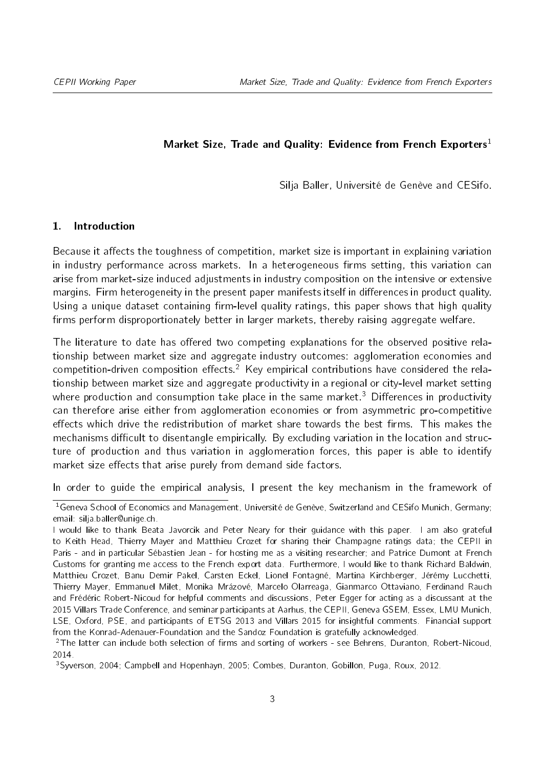**Market Size, Trade and Quality: Evidence from French Exporters**[1]

Silja Baller, Université de Genève and CESifo.

## 1. Introduction

Because it affects the toughness of competition, market size is important in explaining variation in industry performance across markets. In a heterogeneous firms setting, this variation can arise from market-size induced adjustments in industry composition on the intensive or extensive margins. Firm heterogeneity in the present paper manifests itself in differences in product quality. Using a unique dataset containing firm-level quality ratings, this paper shows that high quality firms perform disproportionately better in larger markets, thereby raising aggregate welfare.

The literature to date has offered two competing explanations for the observed positive relationship between market size and aggregate industry outcomes: agglomeration economies and competition-driven composition effects.[2] Key empirical contributions have considered the relationship between market size and aggregate productivity in a regional or city-level market setting where production and consumption take place in the same market.[3] Differences in productivity can therefore arise either from agglomeration economies or from asymmetric pro-competitive effects which drive the redistribution of market share towards the best firms. This makes the mechanisms difficult to disentangle empirically. By excluding variation in the location and structure of production and thus variation in agglomeration forces, this paper is able to identify market size effects that arise purely from demand side factors.

In order to guide the empirical analysis, I present the key mechanism in the framework of

[1] Geneva School of Economics and Management, Université de Genève, Switzerland and CESifo Munich, Germany; email: silja.baller@unige.ch.
I would like to thank Beata Javorcik and Peter Neary for their guidance with this paper. I am also grateful to Keith Head, Thierry Mayer and Matthieu Crozet for sharing their Champagne ratings data; the CEPII in Paris - and in particular Sébastien Jean - for hosting me as a visiting researcher; and Patrice Dumont at French Customs for granting me access to the French export data. Furthermore, I would like to thank Richard Baldwin, Matthieu Crozet, Banu Demir Pakel, Carsten Eckel, Lionel Fontagné, Martina Kirchberger, Jérémy Lucchetti, Thierry Mayer, Emmanuel Milet, Monika Mrázové, Marcelo Olarreaga, Gianmarco Ottaviano, Ferdinand Rauch and Frédéric Robert-Nicoud for helpful comments and discussions, Peter Egger for acting as a discussant at the 2015 Villars Trade Conference, and seminar participants at Aarhus, the CEPII, Geneva GSEM, Essex, LMU Munich, LSE, Oxford, PSE, and participants of ETSG 2013 and Villars 2015 for insightful comments. Financial support from the Konrad-Adenauer-Foundation and the Sandoz Foundation is gratefully acknowledged.

[2] The latter can include both selection of firms and sorting of workers - see Behrens, Duranton, Robert-Nicoud, 2014.

[3] Syverson, 2004; Campbell and Hopenhayn, 2005; Combes, Duranton, Gobillon, Puga, Roux, 2012.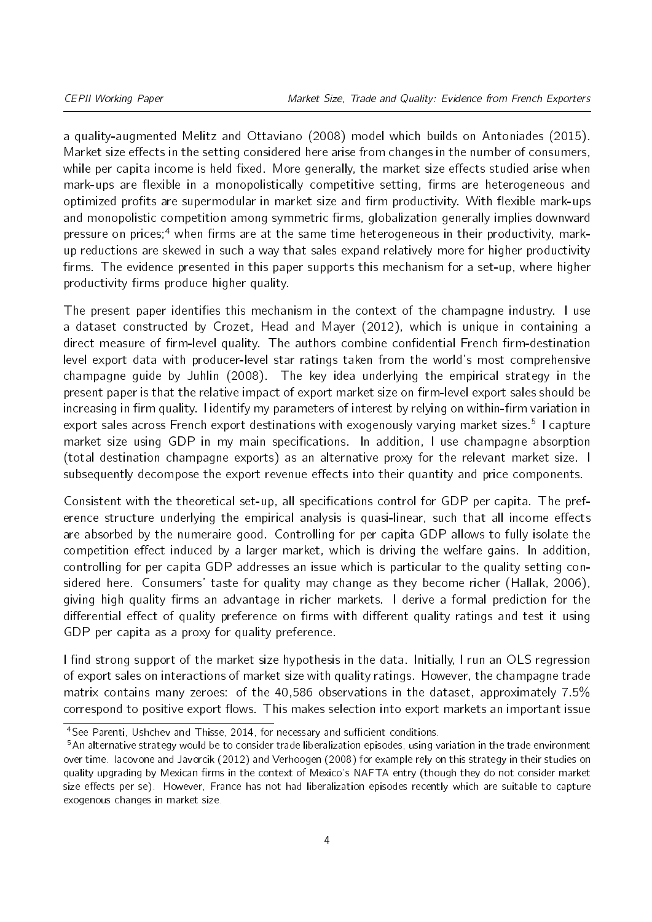a quality-augmented Melitz and Ottaviano (2008) model which builds on Antoniades (2015). Market size effects in the setting considered here arise from changes in the number of consumers, while per capita income is held fixed. More generally, the market size effects studied arise when mark-ups are flexible in a monopolistically competitive setting, firms are heterogeneous and optimized profits are supermodular in market size and firm productivity. With flexible mark-ups and monopolistic competition among symmetric firms, globalization generally implies downward pressure on prices;[4] when firms are at the same time heterogeneous in their productivity, mark-up reductions are skewed in such a way that sales expand relatively more for higher productivity firms. The evidence presented in this paper supports this mechanism for a set-up, where higher productivity firms produce higher quality.

The present paper identifies this mechanism in the context of the champagne industry. I use a dataset constructed by Crozet, Head and Mayer (2012), which is unique in containing a direct measure of firm-level quality. The authors combine confidential French firm-destination level export data with producer-level star ratings taken from the world's most comprehensive champagne guide by Juhlin (2008). The key idea underlying the empirical strategy in the present paper is that the relative impact of export market size on firm-level export sales should be increasing in firm quality. I identify my parameters of interest by relying on within-firm variation in export sales across French export destinations with exogenously varying market sizes.[5] I capture market size using GDP in my main specifications. In addition, I use champagne absorption (total destination champagne exports) as an alternative proxy for the relevant market size. I subsequently decompose the export revenue effects into their quantity and price components.

Consistent with the theoretical set-up, all specifications control for GDP per capita. The preference structure underlying the empirical analysis is quasi-linear, such that all income effects are absorbed by the numeraire good. Controlling for per capita GDP allows to fully isolate the competition effect induced by a larger market, which is driving the welfare gains. In addition, controlling for per capita GDP addresses an issue which is particular to the quality setting considered here. Consumers' taste for quality may change as they become richer (Hallak, 2006), giving high quality firms an advantage in richer markets. I derive a formal prediction for the differential effect of quality preference on firms with different quality ratings and test it using GDP per capita as a proxy for quality preference.

I find strong support of the market size hypothesis in the data. Initially, I run an OLS regression of export sales on interactions of market size with quality ratings. However, the champagne trade matrix contains many zeros: of the 40,586 observations in the dataset, approximately 7.5% correspond to positive export flows. This makes selection into export markets an important issue

[4] See Parenti, Ushchev and Thisse, 2014, for necessary and sufficient conditions.

[5] An alternative strategy would be to consider trade liberalization episodes, using variation in the trade environment over time. Iacovone and Javorcik (2012) and Verhoogen (2008) for example rely on this strategy in their studies on quality upgrading by Mexican firms in the context of Mexico's NAFTA entry (though they do not consider market size effects per se). However, France has not had liberalization episodes recently which are suitable to capture exogenous changes in market size.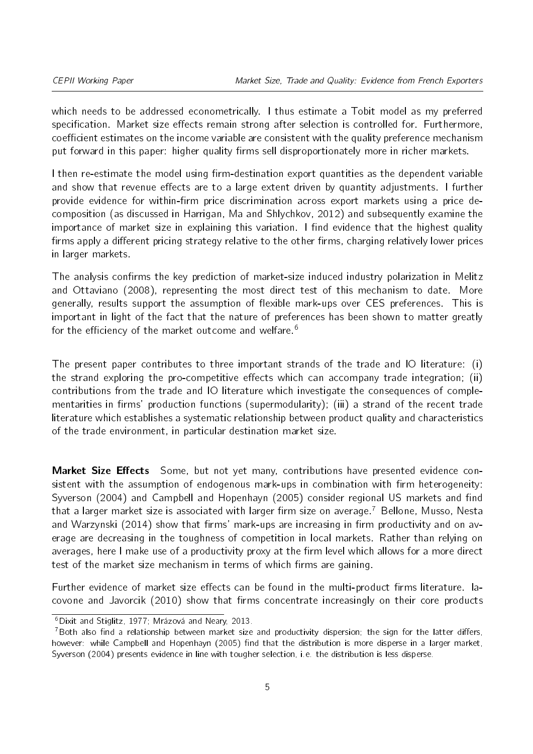which needs to be addressed econometrically. I thus estimate a Tobit model as my preferred specification. Market size effects remain strong after selection is controlled for. Furthermore, coefficient estimates on the income variable are consistent with the quality preference mechanism put forward in this paper: higher quality firms sell disproportionately more in richer markets.

I then re-estimate the model using firm-destination export quantities as the dependent variable and show that revenue effects are to a large extent driven by quantity adjustments. I further provide evidence for within-firm price discrimination across export markets using a price decomposition (as discussed in Harrigan, Ma and Shlychkov, 2012) and subsequently examine the importance of market size in explaining this variation. I find evidence that the highest quality firms apply a different pricing strategy relative to the other firms, charging relatively lower prices in larger markets.

The analysis confirms the key prediction of market-size induced industry polarization in Melitz and Ottaviano (2008), representing the most direct test of this mechanism to date. More generally, results support the assumption of flexible mark-ups over CES preferences. This is important in light of the fact that the nature of preferences has been shown to matter greatly for the efficiency of the market outcome and welfare.[6]

The present paper contributes to three important strands of the trade and IO literature: (i) the strand exploring the pro-competitive effects which can accompany trade integration; (ii) contributions from the trade and IO literature which investigate the consequences of complementarities in firms' production functions (supermodularity); (iii) a strand of the recent trade literature which establishes a systematic relationship between product quality and characteristics of the trade environment, in particular destination market size.

**Market Size Effects** Some, but not yet many, contributions have presented evidence consistent with the assumption of endogenous mark-ups in combination with firm heterogeneity: Syverson (2004) and Campbell and Hopenhayn (2005) consider regional US markets and find that a larger market size is associated with larger firm size on average.[7] Bellone, Musso, Nesta and Warzynski (2014) show that firms' mark-ups are increasing in firm productivity and on average are decreasing in the toughness of competition in local markets. Rather than relying on averages, here I make use of a productivity proxy at the firm level which allows for a more direct test of the market size mechanism in terms of which firms are gaining.

Further evidence of market size effects can be found in the multi-product firms literature. Iacovone and Javorcik (2010) show that firms concentrate increasingly on their core products

[6] Dixit and Stiglitz, 1977; Mrázová and Neary, 2013.

[7] Both also find a relationship between market size and productivity dispersion; the sign for the latter differs, however: while Campbell and Hopenhayn (2005) find that the distribution is more disperse in a larger market, Syverson (2004) presents evidence in line with tougher selection, i.e. the distribution is less disperse.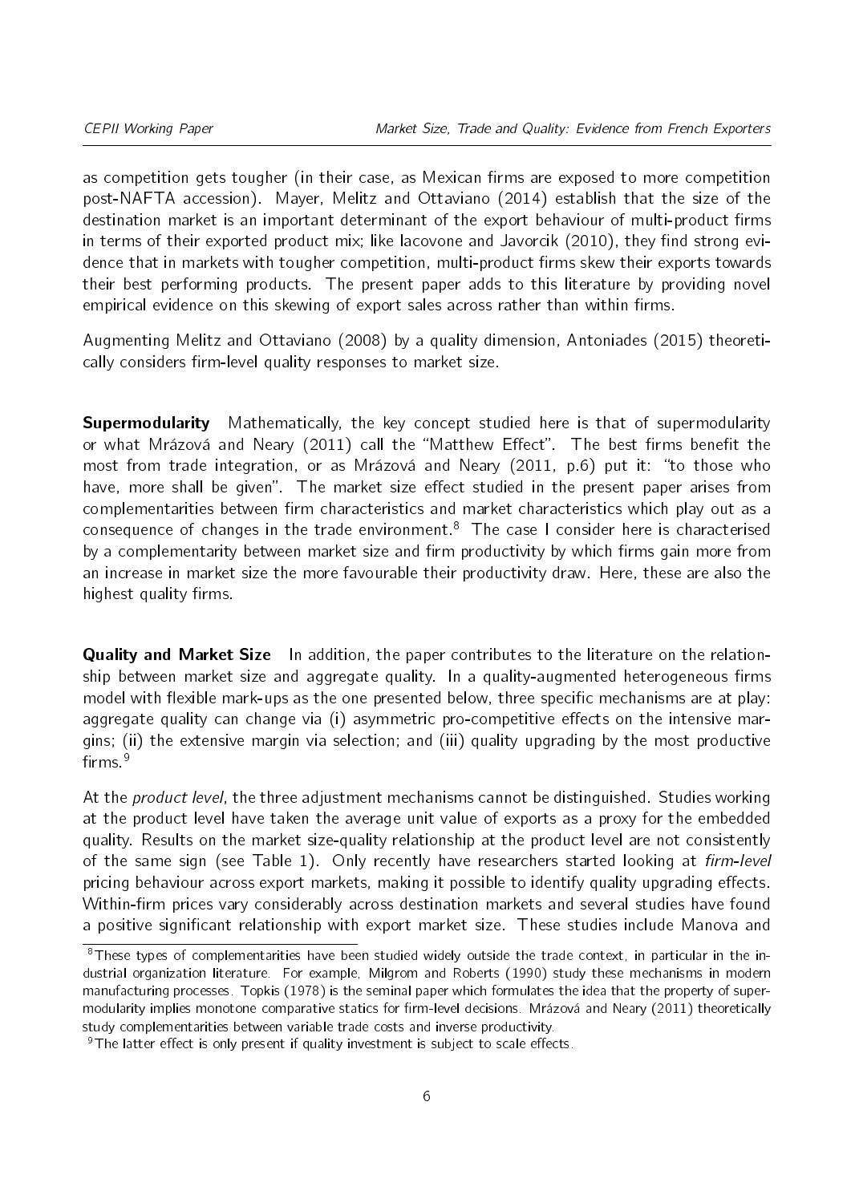as competition gets tougher (in their case, as Mexican firms are exposed to more competition post-NAFTA accession). Mayer, Melitz and Ottaviano (2014) establish that the size of the destination market is an important determinant of the export behaviour of multi-product firms in terms of their exported product mix; like Iacovone and Javorcik (2010), they find strong evidence that in markets with tougher competition, multi-product firms skew their exports towards their best performing products. The present paper adds to this literature by providing novel empirical evidence on this skewing of export sales across rather than within firms.

Augmenting Melitz and Ottaviano (2008) by a quality dimension, Antoniades (2015) theoretically considers firm-level quality responses to market size.

**Supermodularity** Mathematically, the key concept studied here is that of supermodularity or what Mrázová and Neary (2011) call the "Matthew Effect". The best firms benefit the most from trade integration, or as Mrázová and Neary (2011, p.6) put it: "to those who have, more shall be given". The market size effect studied in the present paper arises from complementarities between firm characteristics and market characteristics which play out as a consequence of changes in the trade environment.[8] The case I consider here is characterised by a complementarity between market size and firm productivity by which firms gain more from an increase in market size the more favourable their productivity draw. Here, these are also the highest quality firms.

**Quality and Market Size** In addition, the paper contributes to the literature on the relationship between market size and aggregate quality. In a quality-augmented heterogeneous firms model with flexible mark-ups as the one presented below, three specific mechanisms are at play: aggregate quality can change via (i) asymmetric pro-competitive effects on the intensive margins; (ii) the extensive margin via selection; and (iii) quality upgrading by the most productive firms.[9]

At the *product level*, the three adjustment mechanisms cannot be distinguished. Studies working at the product level have taken the average unit value of exports as a proxy for the embedded quality. Results on the market size-quality relationship at the product level are not consistently of the same sign (see Table 1). Only recently have researchers started looking at *firm-level* pricing behaviour across export markets, making it possible to identify quality upgrading effects. Within-firm prices vary considerably across destination markets and several studies have found a positive significant relationship with export market size. These studies include Manova and

[8] These types of complementarities have been studied widely outside the trade context, in particular in the industrial organization literature. For example, Milgrom and Roberts (1990) study these mechanisms in modern manufacturing processes. Topkis (1978) is the seminal paper which formulates the idea that the property of supermodularity implies monotone comparative statics for firm-level decisions. Mrázová and Neary (2011) theoretically study complementarities between variable trade costs and inverse productivity.

[9] The latter effect is only present if quality investment is subject to scale effects.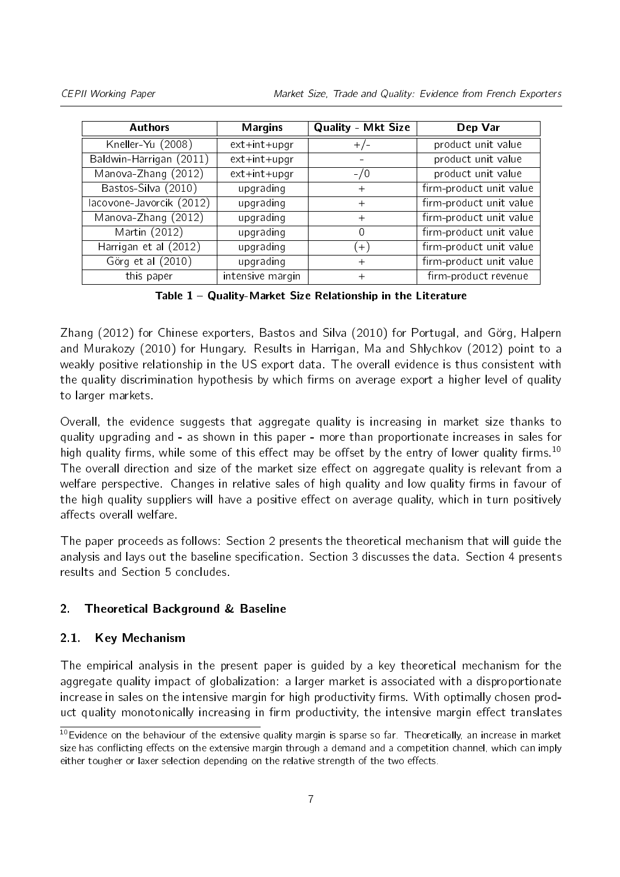| Authors | Margins | Quality - Mkt Size | Dep Var |
|---|---|---|---|
| Kneller-Yu (2008) | ext+int+upgr | +/- | product unit value |
| Baldwin-Harrigan (2011) | ext+int+upgr | - | product unit value |
| Manova-Zhang (2012) | ext+int+upgr | -/0 | product unit value |
| Bastos-Silva (2010) | upgrading | + | firm-product unit value |
| Iacovone-Javorcik (2012) | upgrading | + | firm-product unit value |
| Manova-Zhang (2012) | upgrading | + | firm-product unit value |
| Martin (2012) | upgrading | 0 | firm-product unit value |
| Harrigan et al (2012) | upgrading | (+) | firm-product unit value |
| Görg et al (2010) | upgrading | + | firm-product unit value |
| this paper | intensive margin | + | firm-product revenue |

**Table 1 – Quality-Market Size Relationship in the Literature**

Zhang (2012) for Chinese exporters, Bastos and Silva (2010) for Portugal, and Görg, Halpern and Murakozy (2010) for Hungary. Results in Harrigan, Ma and Shlychkov (2012) point to a weakly positive relationship in the US export data. The overall evidence is thus consistent with the quality discrimination hypothesis by which firms on average export a higher level of quality to larger markets.

Overall, the evidence suggests that aggregate quality is increasing in market size thanks to quality upgrading and - as shown in this paper - more than proportionate increases in sales for high quality firms, while some of this effect may be offset by the entry of lower quality firms.[10] The overall direction and size of the market size effect on aggregate quality is relevant from a welfare perspective. Changes in relative sales of high quality and low quality firms in favour of the high quality suppliers will have a positive effect on average quality, which in turn positively affects overall welfare.

The paper proceeds as follows: Section 2 presents the theoretical mechanism that will guide the analysis and lays out the baseline specification. Section 3 discusses the data. Section 4 presents results and Section 5 concludes.

## 2. Theoretical Background & Baseline

### 2.1. Key Mechanism

The empirical analysis in the present paper is guided by a key theoretical mechanism for the aggregate quality impact of globalization: a larger market is associated with a disproportionate increase in sales on the intensive margin for high productivity firms. With optimally chosen product quality monotonically increasing in firm productivity, the intensive margin effect translates

[10] Evidence on the behaviour of the extensive quality margin is sparse so far. Theoretically, an increase in market size has conflicting effects on the extensive margin through a demand and a competition channel, which can imply either tougher or laxer selection depending on the relative strength of the two effects.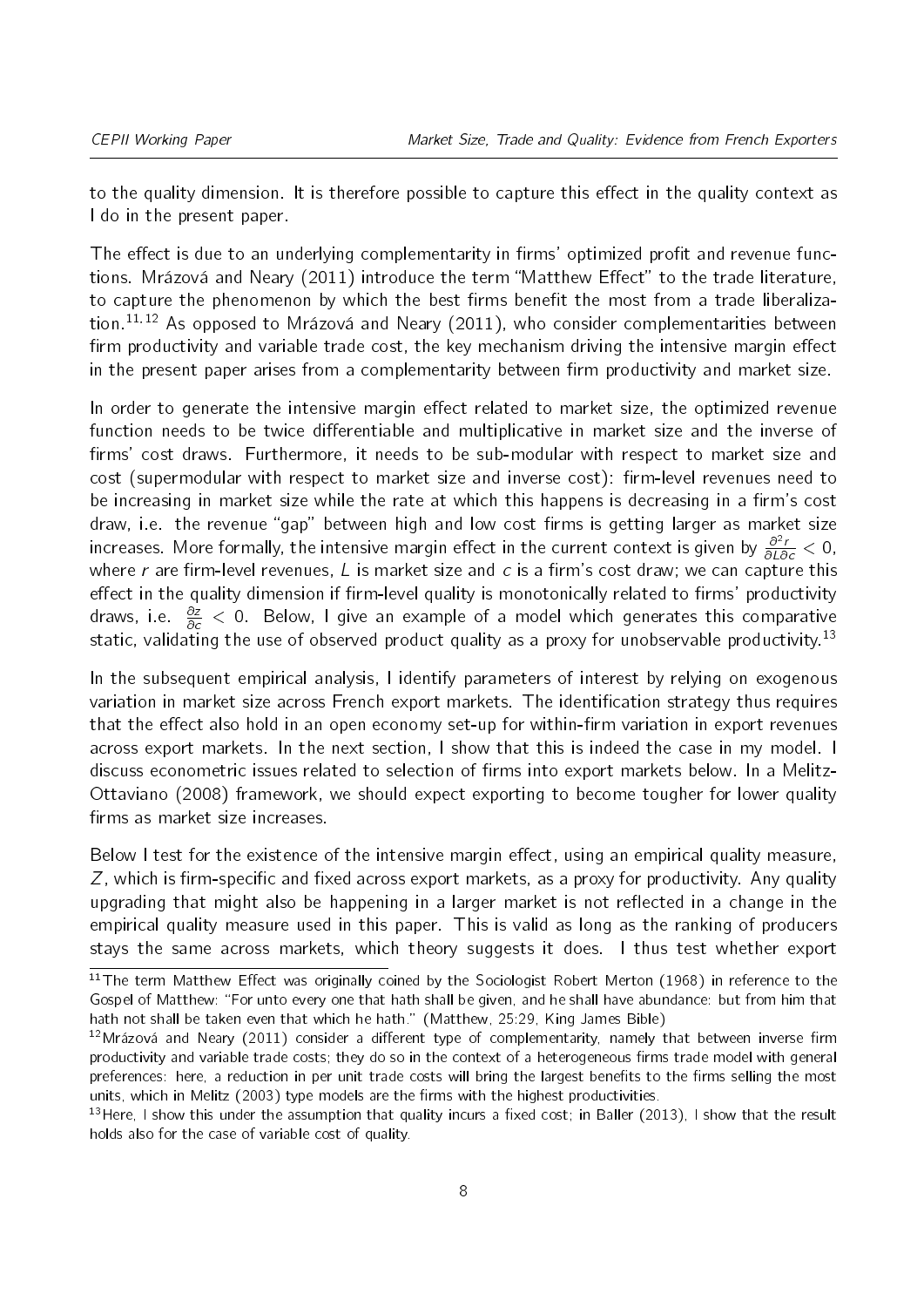to the quality dimension. It is therefore possible to capture this effect in the quality context as I do in the present paper.

The effect is due to an underlying complementarity in firms' optimized profit and revenue functions. Mrázová and Neary (2011) introduce the term "Matthew Effect" to the trade literature, to capture the phenomenon by which the best firms benefit the most from a trade liberalization.[11,12] As opposed to Mrázová and Neary (2011), who consider complementarities between firm productivity and variable trade cost, the key mechanism driving the intensive margin effect in the present paper arises from a complementarity between firm productivity and market size.

In order to generate the intensive margin effect related to market size, the optimized revenue function needs to be twice differentiable and multiplicative in market size and the inverse of firms' cost draws. Furthermore, it needs to be sub-modular with respect to market size and cost (supermodular with respect to market size and inverse cost): firm-level revenues need to be increasing in market size while the rate at which this happens is decreasing in a firm's cost draw, i.e. the revenue "gap" between high and low cost firms is getting larger as market size increases. More formally, the intensive margin effect in the current context is given by $\frac{\partial^2 r}{\partial L \partial c} < 0$, where $r$ are firm-level revenues, $L$ is market size and $c$ is a firm's cost draw; we can capture this effect in the quality dimension if firm-level quality is monotonically related to firms' productivity draws, i.e. $\frac{\partial z}{\partial c} < 0$. Below, I give an example of a model which generates this comparative static, validating the use of observed product quality as a proxy for unobservable productivity.[13]

In the subsequent empirical analysis, I identify parameters of interest by relying on exogenous variation in market size across French export markets. The identification strategy thus requires that the effect also hold in an open economy set-up for within-firm variation in export revenues across export markets. In the next section, I show that this is indeed the case in my model. I discuss econometric issues related to selection of firms into export markets below. In a Melitz-Ottaviano (2008) framework, we should expect exporting to become tougher for lower quality firms as market size increases.

Below I test for the existence of the intensive margin effect, using an empirical quality measure, $Z$, which is firm-specific and fixed across export markets, as a proxy for productivity. Any quality upgrading that might also be happening in a larger market is not reflected in a change in the empirical quality measure used in this paper. This is valid as long as the ranking of producers stays the same across markets, which theory suggests it does. I thus test whether export

[11] The term Matthew Effect was originally coined by the Sociologist Robert Merton (1968) in reference to the Gospel of Matthew: "For unto every one that hath shall be given, and he shall have abundance: but from him that hath not shall be taken even that which he hath." (Matthew, 25:29, King James Bible)

[12] Mrázová and Neary (2011) consider a different type of complementarity, namely that between inverse firm productivity and variable trade costs; they do so in the context of a heterogeneous firms trade model with general preferences: here, a reduction in per unit trade costs will bring the largest benefits to the firms selling the most units, which in Melitz (2003) type models are the firms with the highest productivities.

[13] Here, I show this under the assumption that quality incurs a fixed cost; in Baller (2013), I show that the result holds also for the case of variable cost of quality.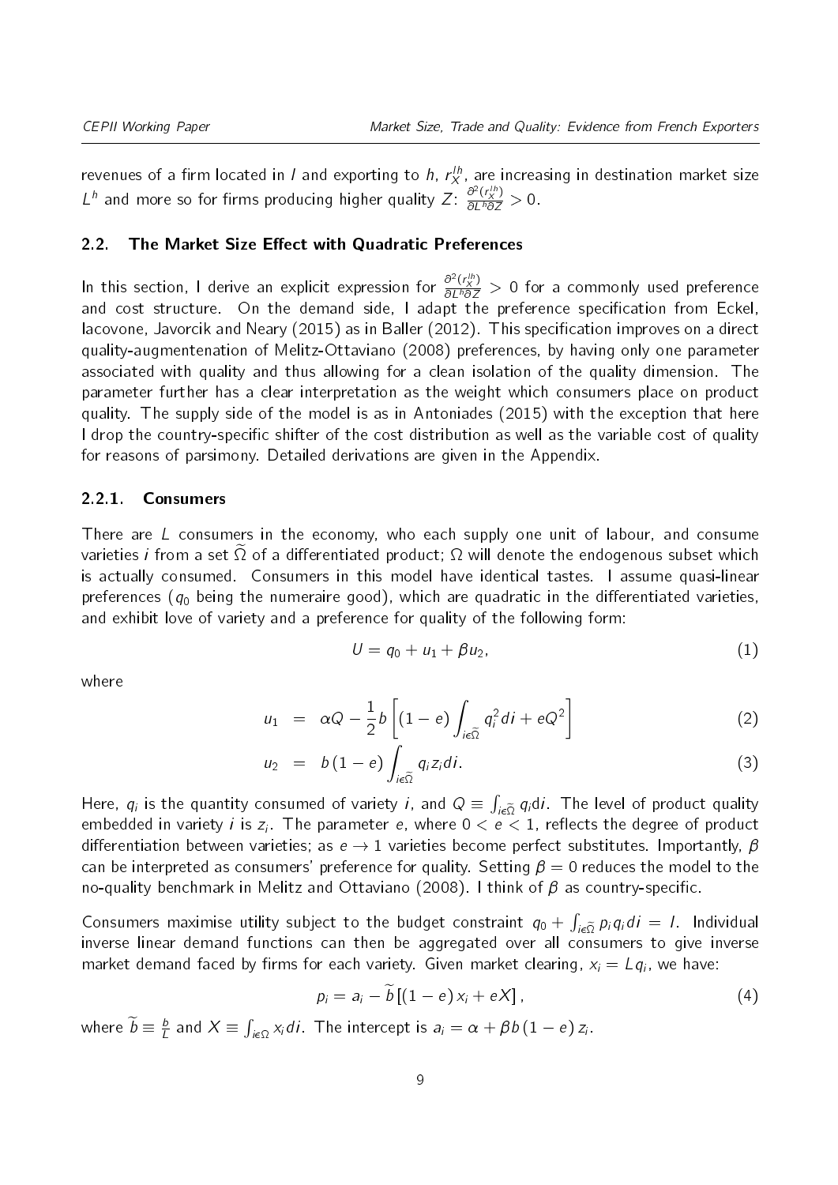revenues of a firm located in $l$ and exporting to $h$, $r_X^{lh}$, are increasing in destination market size $L^h$ and more so for firms producing higher quality $Z$: $\frac{\partial^2 (r_X^{lh})}{\partial L^h \partial Z} > 0$.

## 2.2. The Market Size Effect with Quadratic Preferences

In this section, I derive an explicit expression for $\frac{\partial^2 (r_X^{lh})}{\partial L^h \partial Z} > 0$ for a commonly used preference and cost structure. On the demand side, I adapt the preference specification from Eckel, Iacovone, Javorcik and Neary (2015) as in Baller (2012). This specification improves on a direct quality-augmentenation of Melitz-Ottaviano (2008) preferences, by having only one parameter associated with quality and thus allowing for a clean isolation of the quality dimension. The parameter further has a clear interpretation as the weight which consumers place on product quality. The supply side of the model is as in Antoniades (2015) with the exception that here I drop the country-specific shifter of the cost distribution as well as the variable cost of quality for reasons of parsimony. Detailed derivations are given in the Appendix.

### 2.2.1. Consumers

There are $L$ consumers in the economy, who each supply one unit of labour, and consume varieties $i$ from a set $\widetilde{\Omega}$ of a differentiated product; $\Omega$ will denote the endogenous subset which is actually consumed. Consumers in this model have identical tastes. I assume quasi-linear preferences ($q_0$ being the numeraire good), which are quadratic in the differentiated varieties, and exhibit love of variety and a preference for quality of the following form:

$$U = q_0 + u_1 + \beta u_2, \tag{1}$$

where

$$u_1 = \alpha Q - \frac{1}{2} b \left[ (1-e) \int_{i \epsilon \widetilde{\Omega}} q_i^2 di + e Q^2 \right] \tag{2}$$

$$u_2 = b (1-e) \int_{i \epsilon \widetilde{\Omega}} q_i z_i di. \tag{3}$$

Here, $q_i$ is the quantity consumed of variety $i$, and $Q \equiv \int_{i \epsilon \widetilde{\Omega}} q_i di$. The level of product quality embedded in variety $i$ is $z_i$. The parameter $e$, where $0 < e < 1$, reflects the degree of product differentiation between varieties; as $e \to 1$ varieties become perfect substitutes. Importantly, $\beta$ can be interpreted as consumers' preference for quality. Setting $\beta = 0$ reduces the model to the no-quality benchmark in Melitz and Ottaviano (2008). I think of $\beta$ as country-specific.

Consumers maximise utility subject to the budget constraint $q_0 + \int_{i \epsilon \widetilde{\Omega}} p_i q_i di = I$. Individual inverse linear demand functions can then be aggregated over all consumers to give inverse market demand faced by firms for each variety. Given market clearing, $x_i = L q_i$, we have:

$$p_i = a_i - \widetilde{b} \left[ (1-e) x_i + e X \right], \tag{4}$$

where $\widetilde{b} \equiv \frac{b}{L}$ and $X \equiv \int_{i \epsilon \Omega} x_i di$. The intercept is $a_i = \alpha + \beta b (1-e) z_i$.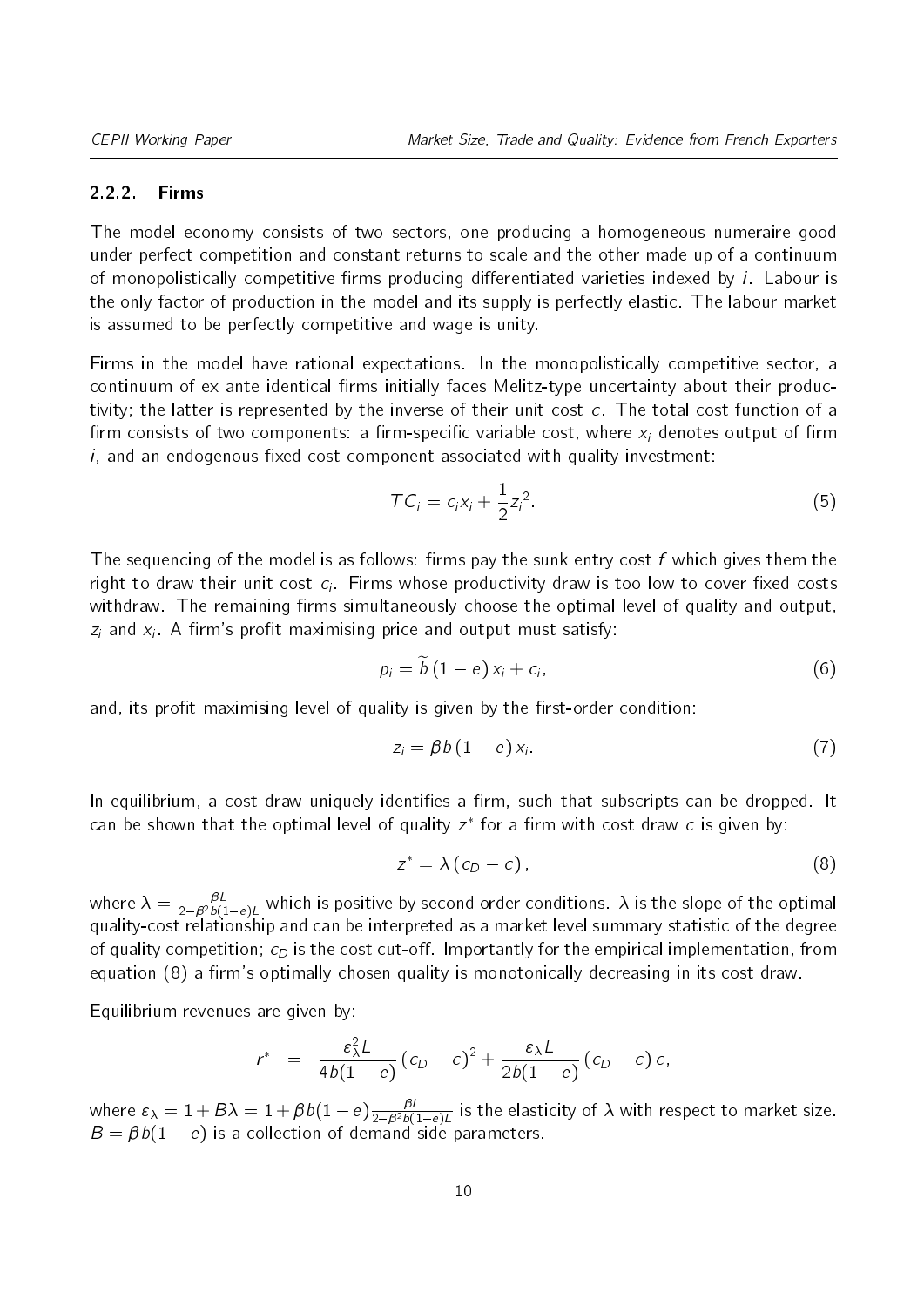#### 2.2.2. Firms

The model economy consists of two sectors, one producing a homogeneous numeraire good under perfect competition and constant returns to scale and the other made up of a continuum of monopolistically competitive firms producing differentiated varieties indexed by $i$. Labour is the only factor of production in the model and its supply is perfectly elastic. The labour market is assumed to be perfectly competitive and wage is unity.

Firms in the model have rational expectations. In the monopolistically competitive sector, a continuum of ex ante identical firms initially faces Melitz-type uncertainty about their productivity; the latter is represented by the inverse of their unit cost $c$. The total cost function of a firm consists of two components: a firm-specific variable cost, where $x_i$ denotes output of firm $i$, and an endogenous fixed cost component associated with quality investment:

$$TC_i = c_i x_i + \frac{1}{2} z_i^2. \tag{5}$$

The sequencing of the model is as follows: firms pay the sunk entry cost $f$ which gives them the right to draw their unit cost $c_i$. Firms whose productivity draw is too low to cover fixed costs withdraw. The remaining firms simultaneously choose the optimal level of quality and output, $z_i$ and $x_i$. A firm's profit maximising price and output must satisfy:

$$p_i = \widetilde{b}\,(1-e)\,x_i + c_i, \tag{6}$$

and, its profit maximising level of quality is given by the first-order condition:

$$z_i = \beta b\,(1-e)\,x_i. \tag{7}$$

In equilibrium, a cost draw uniquely identifies a firm, such that subscripts can be dropped. It can be shown that the optimal level of quality $z^*$ for a firm with cost draw $c$ is given by:

$$z^* = \lambda\,(c_D - c)\,, \tag{8}$$

where $\lambda = \frac{\beta L}{2-\beta^2 b(1-e)L}$ which is positive by second order conditions. $\lambda$ is the slope of the optimal quality-cost relationship and can be interpreted as a market level summary statistic of the degree of quality competition; $c_D$ is the cost cut-off. Importantly for the empirical implementation, from equation (8) a firm's optimally chosen quality is monotonically decreasing in its cost draw.

Equilibrium revenues are given by:

$$r^* \;=\; \frac{\varepsilon_\lambda^2 L}{4b(1-e)}\,(c_D - c)^2 + \frac{\varepsilon_\lambda L}{2b(1-e)}\,(c_D - c)\,c,$$

where $\varepsilon_\lambda = 1 + B\lambda = 1 + \beta b(1-e)\frac{\beta L}{2-\beta^2 b(1-e)L}$ is the elasticity of $\lambda$ with respect to market size. $B = \beta b(1-e)$ is a collection of demand side parameters.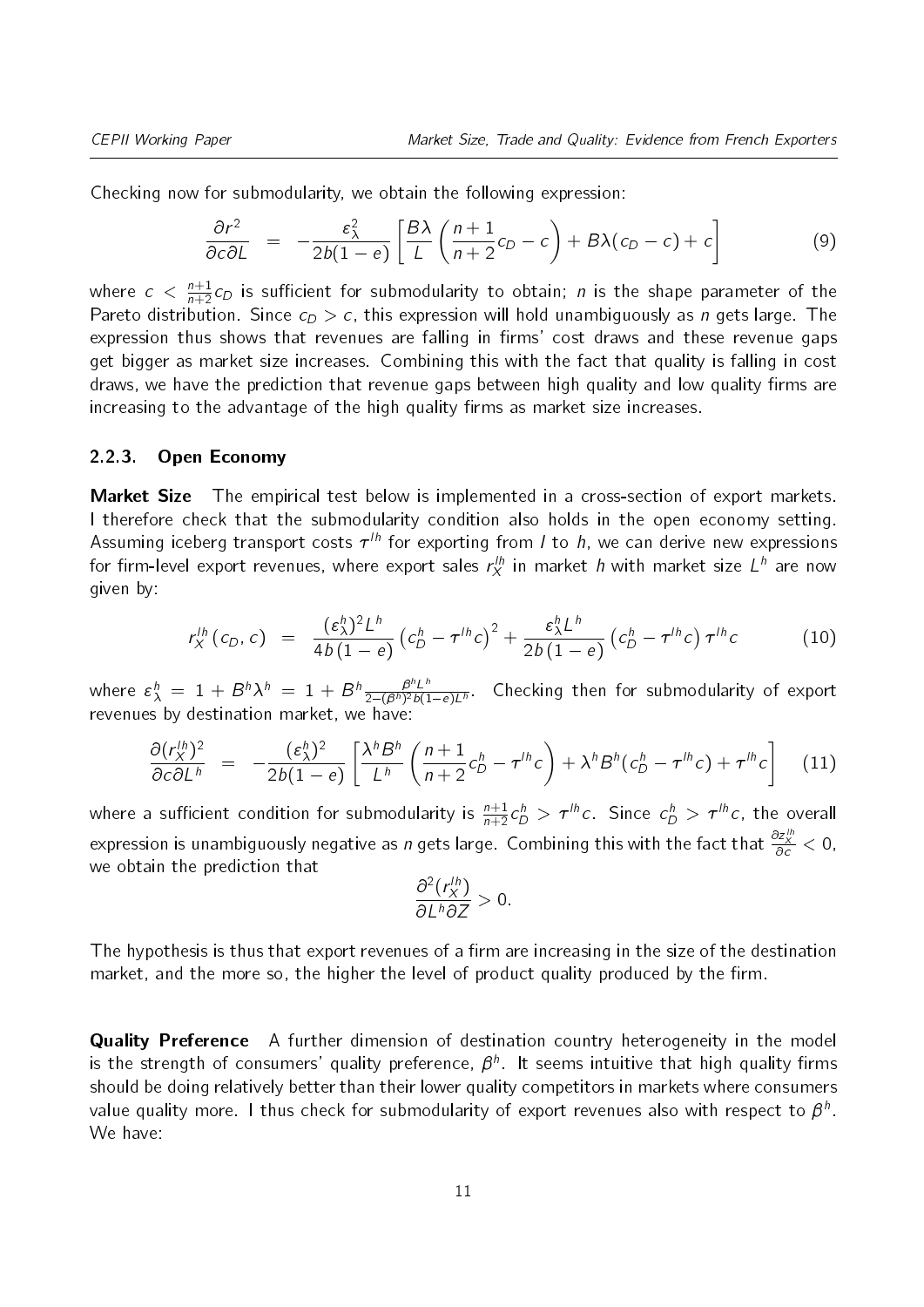Checking now for submodularity, we obtain the following expression:

$$\frac{\partial r^2}{\partial c \partial L} = -\frac{\varepsilon_\lambda^2}{2b(1-e)}\left[\frac{B\lambda}{L}\left(\frac{n+1}{n+2}c_D - c\right) + B\lambda(c_D - c) + c\right] \tag{9}$$

where $c < \frac{n+1}{n+2}c_D$ is sufficient for submodularity to obtain; $n$ is the shape parameter of the Pareto distribution. Since $c_D > c$, this expression will hold unambiguously as $n$ gets large. The expression thus shows that revenues are falling in firms' cost draws and these revenue gaps get bigger as market size increases. Combining this with the fact that quality is falling in cost draws, we have the prediction that revenue gaps between high quality and low quality firms are increasing to the advantage of the high quality firms as market size increases.

### 2.2.3. Open Economy

**Market Size** The empirical test below is implemented in a cross-section of export markets. I therefore check that the submodularity condition also holds in the open economy setting. Assuming iceberg transport costs $\tau^{lh}$ for exporting from $l$ to $h$, we can derive new expressions for firm-level export revenues, where export sales $r_X^{lh}$ in market $h$ with market size $L^h$ are now given by:

$$r_X^{lh}(c_D, c) = \frac{(\varepsilon_\lambda^h)^2 L^h}{4b(1-e)}\left(c_D^h - \tau^{lh}c\right)^2 + \frac{\varepsilon_\lambda^h L^h}{2b(1-e)}\left(c_D^h - \tau^{lh}c\right)\tau^{lh}c \tag{10}$$

where $\varepsilon_\lambda^h = 1 + B^h\lambda^h = 1 + B^h\frac{\beta^h L^h}{2-(\beta^h)^2 b(1-e)L^h}$. Checking then for submodularity of export revenues by destination market, we have:

$$\frac{\partial (r_X^{lh})^2}{\partial c \partial L^h} = -\frac{(\varepsilon_\lambda^h)^2}{2b(1-e)}\left[\frac{\lambda^h B^h}{L^h}\left(\frac{n+1}{n+2}c_D^h - \tau^{lh}c\right) + \lambda^h B^h(c_D^h - \tau^{lh}c) + \tau^{lh}c\right] \tag{11}$$

where a sufficient condition for submodularity is $\frac{n+1}{n+2}c_D^h > \tau^{lh}c$. Since $c_D^h > \tau^{lh}c$, the overall expression is unambiguously negative as $n$ gets large. Combining this with the fact that $\frac{\partial z_X^{lh}}{\partial c} < 0$, we obtain the prediction that

$$\frac{\partial^2(r_X^{lh})}{\partial L^h \partial Z} > 0.$$

The hypothesis is thus that export revenues of a firm are increasing in the size of the destination market, and the more so, the higher the level of product quality produced by the firm.

**Quality Preference** A further dimension of destination country heterogeneity in the model is the strength of consumers' quality preference, $\beta^h$. It seems intuitive that high quality firms should be doing relatively better than their lower quality competitors in markets where consumers value quality more. I thus check for submodularity of export revenues also with respect to $\beta^h$. We have: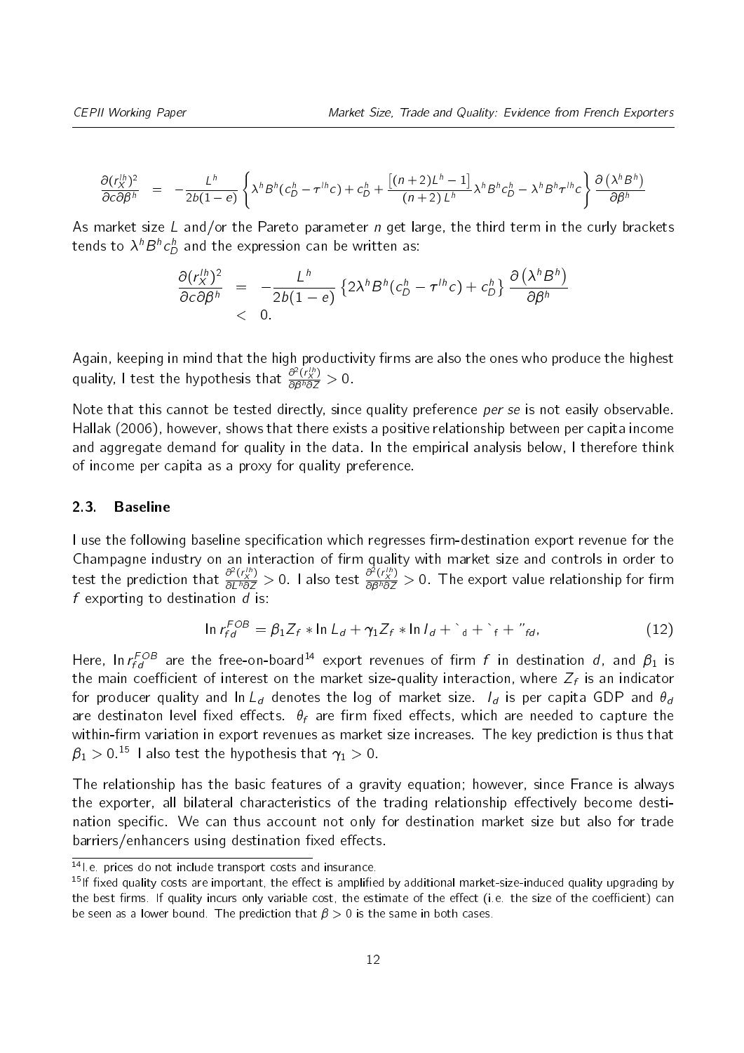$$\frac{\partial (r_X^{lh})^2}{\partial c \partial \beta^h} \;=\; -\frac{L^h}{2b(1-e)}\left\{\lambda^h B^h (c_D^h - \tau^{lh} c) + c_D^h + \frac{\left[(n+2)L^h - 1\right]}{(n+2)\,L^h}\lambda^h B^h c_D^h - \lambda^h B^h \tau^{lh} c\right\}\frac{\partial\left(\lambda^h B^h\right)}{\partial \beta^h}$$

As market size $L$ and/or the Pareto parameter $n$ get large, the third term in the curly brackets tends to $\lambda^h B^h c_D^h$ and the expression can be written as:

$$\begin{aligned}\frac{\partial (r_X^{lh})^2}{\partial c \partial \beta^h} &= -\frac{L^h}{2b(1-e)}\left\{2\lambda^h B^h (c_D^h - \tau^{lh} c) + c_D^h\right\}\frac{\partial\left(\lambda^h B^h\right)}{\partial \beta^h} \\ &< 0.\end{aligned}$$

Again, keeping in mind that the high productivity firms are also the ones who produce the highest quality, I test the hypothesis that $\frac{\partial^2 (r_X^{lh})}{\partial \beta^h \partial Z} > 0$.

Note that this cannot be tested directly, since quality preference *per se* is not easily observable. Hallak (2006), however, shows that there exists a positive relationship between per capita income and aggregate demand for quality in the data. In the empirical analysis below, I therefore think of income per capita as a proxy for quality preference.

### 2.3. Baseline

I use the following baseline specification which regresses firm-destination export revenue for the Champagne industry on an interaction of firm quality with market size and controls in order to test the prediction that $\frac{\partial^2 (r_X^{lh})}{\partial L^h \partial Z} > 0$. I also test $\frac{\partial^2 (r_X^{lh})}{\partial \beta^h \partial Z} > 0$. The export value relationship for firm $f$ exporting to destination $d$ is:

$$\ln r_{fd}^{FOB} = \beta_1 Z_f * \ln L_d + \gamma_1 Z_f * \ln I_d + \theta_d + \theta_f + \epsilon_{fd}, \tag{12}$$

Here, $\ln r_{fd}^{FOB}$ are the free-on-board[14] export revenues of firm $f$ in destination $d$, and $\beta_1$ is the main coefficient of interest on the market size-quality interaction, where $Z_f$ is an indicator for producer quality and $\ln L_d$ denotes the log of market size. $I_d$ is per capita GDP and $\theta_d$ are destinaton level fixed effects. $\theta_f$ are firm fixed effects, which are needed to capture the within-firm variation in export revenues as market size increases. The key prediction is thus that $\beta_1 > 0$.[15] I also test the hypothesis that $\gamma_1 > 0$.

The relationship has the basic features of a gravity equation; however, since France is always the exporter, all bilateral characteristics of the trading relationship effectively become destination specific. We can thus account not only for destination market size but also for trade barriers/enhancers using destination fixed effects.

[14] I.e. prices do not include transport costs and insurance.

[15] If fixed quality costs are important, the effect is amplified by additional market-size-induced quality upgrading by the best firms. If quality incurs only variable cost, the estimate of the effect (i.e. the size of the coefficient) can be seen as a lower bound. The prediction that $\beta > 0$ is the same in both cases.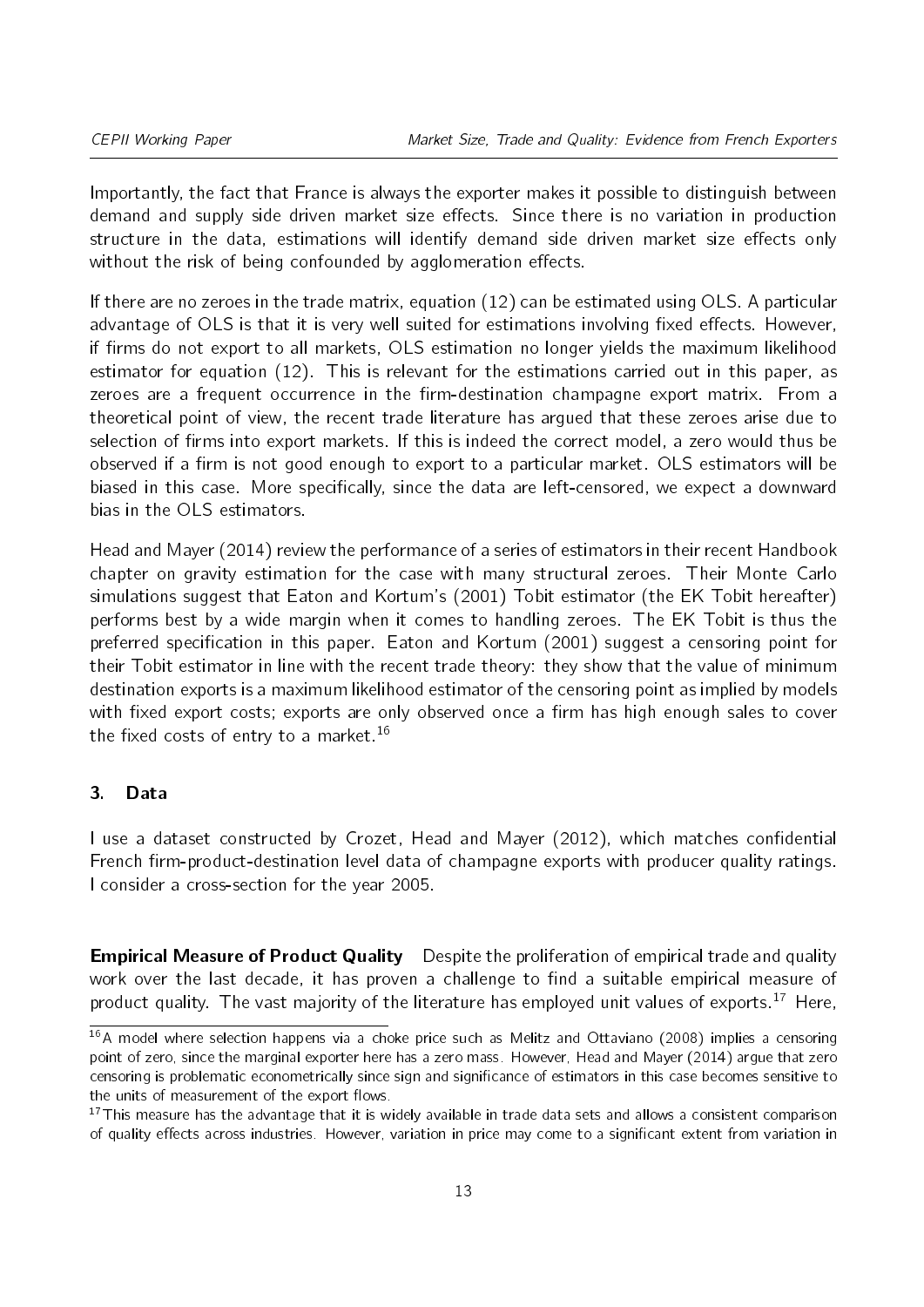Importantly, the fact that France is always the exporter makes it possible to distinguish between demand and supply side driven market size effects. Since there is no variation in production structure in the data, estimations will identify demand side driven market size effects only without the risk of being confounded by agglomeration effects.

If there are no zeroes in the trade matrix, equation (12) can be estimated using OLS. A particular advantage of OLS is that it is very well suited for estimations involving fixed effects. However, if firms do not export to all markets, OLS estimation no longer yields the maximum likelihood estimator for equation (12). This is relevant for the estimations carried out in this paper, as zeroes are a frequent occurrence in the firm-destination champagne export matrix. From a theoretical point of view, the recent trade literature has argued that these zeroes arise due to selection of firms into export markets. If this is indeed the correct model, a zero would thus be observed if a firm is not good enough to export to a particular market. OLS estimators will be biased in this case. More specifically, since the data are left-censored, we expect a downward bias in the OLS estimators.

Head and Mayer (2014) review the performance of a series of estimators in their recent Handbook chapter on gravity estimation for the case with many structural zeroes. Their Monte Carlo simulations suggest that Eaton and Kortum's (2001) Tobit estimator (the EK Tobit hereafter) performs best by a wide margin when it comes to handling zeroes. The EK Tobit is thus the preferred specification in this paper. Eaton and Kortum (2001) suggest a censoring point for their Tobit estimator in line with the recent trade theory: they show that the value of minimum destination exports is a maximum likelihood estimator of the censoring point as implied by models with fixed export costs; exports are only observed once a firm has high enough sales to cover the fixed costs of entry to a market.[16]

## 3. Data

I use a dataset constructed by Crozet, Head and Mayer (2012), which matches confidential French firm-product-destination level data of champagne exports with producer quality ratings. I consider a cross-section for the year 2005.

**Empirical Measure of Product Quality** Despite the proliferation of empirical trade and quality work over the last decade, it has proven a challenge to find a suitable empirical measure of product quality. The vast majority of the literature has employed unit values of exports.[17] Here,

---

[16] A model where selection happens via a choke price such as Melitz and Ottaviano (2008) implies a censoring point of zero, since the marginal exporter here has a zero mass. However, Head and Mayer (2014) argue that zero censoring is problematic econometrically since sign and significance of estimators in this case becomes sensitive to the units of measurement of the export flows.

[17] This measure has the advantage that it is widely available in trade data sets and allows a consistent comparison of quality effects across industries. However, variation in price may come to a significant extent from variation in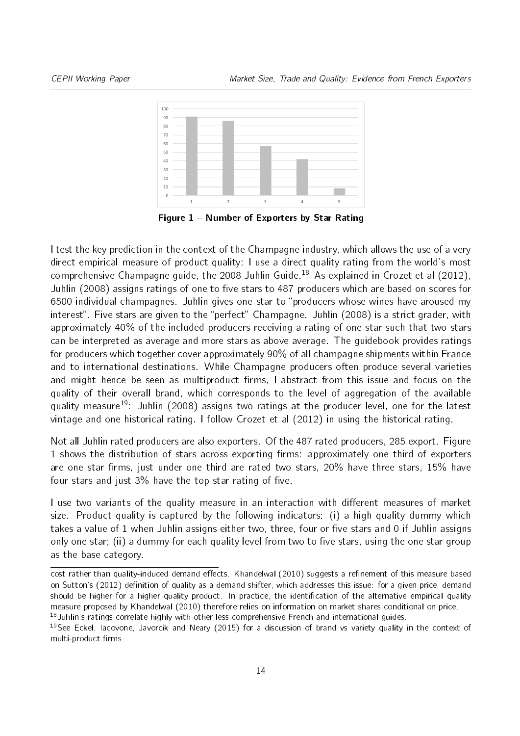**Figure 1 – Number of Exporters by Star Rating**

I test the key prediction in the context of the Champagne industry, which allows the use of a very direct empirical measure of product quality: I use a direct quality rating from the world's most comprehensive Champagne guide, the 2008 Juhlin Guide.[18] As explained in Crozet et al (2012), Juhlin (2008) assigns ratings of one to five stars to 487 producers which are based on scores for 6500 individual champagnes. Juhlin gives one star to "producers whose wines have aroused my interest". Five stars are given to the "perfect" Champagne. Juhlin (2008) is a strict grader, with approximately 40% of the included producers receiving a rating of one star such that two stars can be interpreted as average and more stars as above average. The guidebook provides ratings for producers which together cover approximately 90% of all champagne shipments within France and to international destinations. While Champagne producers often produce several varieties and might hence be seen as multiproduct firms, I abstract from this issue and focus on the quality of their overall brand, which corresponds to the level of aggregation of the available quality measure[19]: Juhlin (2008) assigns two ratings at the producer level, one for the latest vintage and one historical rating. I follow Crozet et al (2012) in using the historical rating.

Not all Juhlin rated producers are also exporters. Of the 487 rated producers, 285 export. Figure 1 shows the distribution of stars across exporting firms: approximately one third of exporters are one star firms, just under one third are rated two stars, 20% have three stars, 15% have four stars and just 3% have the top star rating of five.

I use two variants of the quality measure in an interaction with different measures of market size. Product quality is captured by the following indicators: (i) a high quality dummy which takes a value of 1 when Juhlin assigns either two, three, four or five stars and 0 if Juhlin assigns only one star; (ii) a dummy for each quality level from two to five stars, using the one star group as the base category.

---

cost rather than quality-induced demand effects. Khandelwal (2010) suggests a refinement of this measure based on Sutton's (2012) definition of quality as a demand shifter, which addresses this issue: for a given price, demand should be higher for a higher quality product. In practice, the identification of the alternative empirical quality measure proposed by Khandelwal (2010) therefore relies on information on market shares conditional on price.

[18] Juhlin's ratings correlate highly with other less comprehensive French and international guides.

[19] See Eckel, Iacovone, Javorcik and Neary (2015) for a discussion of brand vs variety quality in the context of multi-product firms.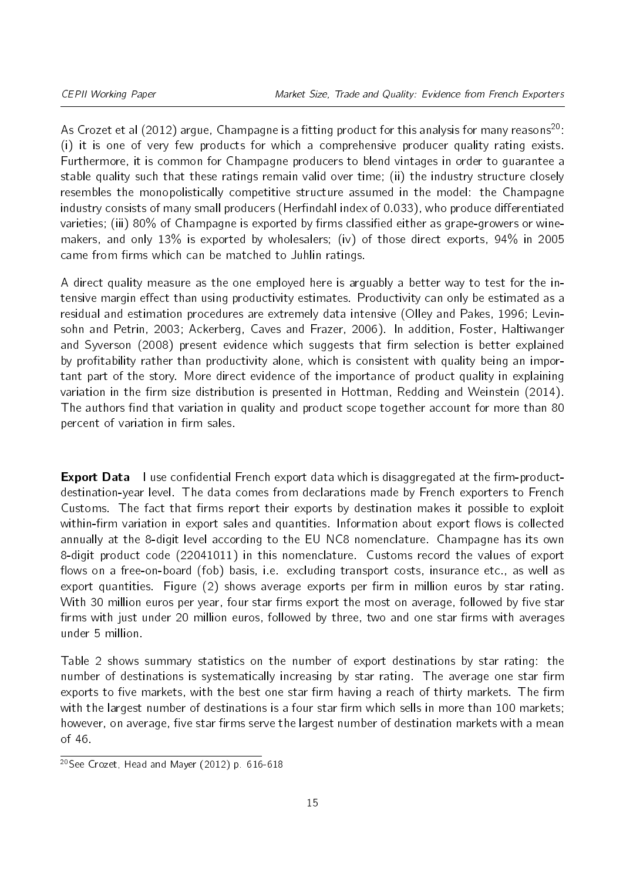As Crozet et al (2012) argue, Champagne is a fitting product for this analysis for many reasons[20]: (i) it is one of very few products for which a comprehensive producer quality rating exists. Furthermore, it is common for Champagne producers to blend vintages in order to guarantee a stable quality such that these ratings remain valid over time; (ii) the industry structure closely resembles the monopolistically competitive structure assumed in the model: the Champagne industry consists of many small producers (Herfindahl index of 0.033), who produce differentiated varieties; (iii) 80% of Champagne is exported by firms classified either as grape-growers or wine-makers, and only 13% is exported by wholesalers; (iv) of those direct exports, 94% in 2005 came from firms which can be matched to Juhlin ratings.

A direct quality measure as the one employed here is arguably a better way to test for the intensive margin effect than using productivity estimates. Productivity can only be estimated as a residual and estimation procedures are extremely data intensive (Olley and Pakes, 1996; Levinsohn and Petrin, 2003; Ackerberg, Caves and Frazer, 2006). In addition, Foster, Haltiwanger and Syverson (2008) present evidence which suggests that firm selection is better explained by profitability rather than productivity alone, which is consistent with quality being an important part of the story. More direct evidence of the importance of product quality in explaining variation in the firm size distribution is presented in Hottman, Redding and Weinstein (2014). The authors find that variation in quality and product scope together account for more than 80 percent of variation in firm sales.

**Export Data** I use confidential French export data which is disaggregated at the firm-product-destination-year level. The data comes from declarations made by French exporters to French Customs. The fact that firms report their exports by destination makes it possible to exploit within-firm variation in export sales and quantities. Information about export flows is collected annually at the 8-digit level according to the EU NC8 nomenclature. Champagne has its own 8-digit product code (22041011) in this nomenclature. Customs record the values of export flows on a free-on-board (fob) basis, i.e. excluding transport costs, insurance etc., as well as export quantities. Figure (2) shows average exports per firm in million euros by star rating. With 30 million euros per year, four star firms export the most on average, followed by five star firms with just under 20 million euros, followed by three, two and one star firms with averages under 5 million.

Table 2 shows summary statistics on the number of export destinations by star rating: the number of destinations is systematically increasing by star rating. The average one star firm exports to five markets, with the best one star firm having a reach of thirty markets. The firm with the largest number of destinations is a four star firm which sells in more than 100 markets; however, on average, five star firms serve the largest number of destination markets with a mean of 46.

[20] See Crozet, Head and Mayer (2012) p. 616-618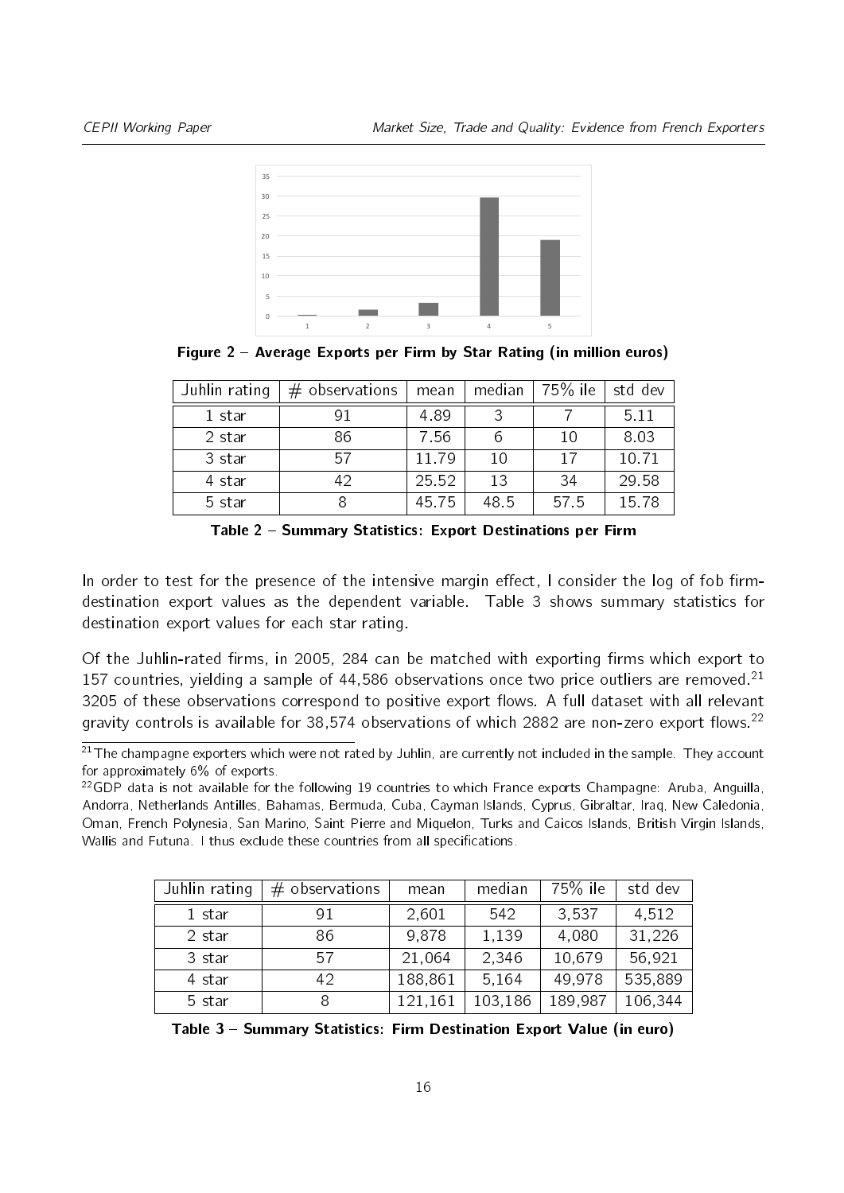Figure 2 – Average Exports per Firm by Star Rating (in million euros)

| Juhlin rating | # observations | mean | median | 75% ile | std dev |
|---|---|---|---|---|---|
| 1 star | 91 | 4.89 | 3 | 7 | 5.11 |
| 2 star | 86 | 7.56 | 6 | 10 | 8.03 |
| 3 star | 57 | 11.79 | 10 | 17 | 10.71 |
| 4 star | 42 | 25.52 | 13 | 34 | 29.58 |
| 5 star | 8 | 45.75 | 48.5 | 57.5 | 15.78 |

**Table 2 – Summary Statistics: Export Destinations per Firm**

In order to test for the presence of the intensive margin effect, I consider the log of fob firm-destination export values as the dependent variable. Table 3 shows summary statistics for destination export values for each star rating.

Of the Juhlin-rated firms, in 2005, 284 can be matched with exporting firms which export to 157 countries, yielding a sample of 44,586 observations once two price outliers are removed.[21] 3205 of these observations correspond to positive export flows. A full dataset with all relevant gravity controls is available for 38,574 observations of which 2882 are non-zero export flows.[22]

[21] The champagne exporters which were not rated by Juhlin, are currently not included in the sample. They account for approximately 6% of exports.

[22] GDP data is not available for the following 19 countries to which France exports Champagne: Aruba, Anguilla, Andorra, Netherlands Antilles, Bahamas, Bermuda, Cuba, Cayman Islands, Cyprus, Gibraltar, Iraq, New Caledonia, Oman, French Polynesia, San Marino, Saint Pierre and Miquelon, Turks and Caicos Islands, British Virgin Islands, Wallis and Futuna. I thus exclude these countries from all specifications.

| Juhlin rating | # observations | mean | median | 75% ile | std dev |
|---|---|---|---|---|---|
| 1 star | 91 | 2,601 | 542 | 3,537 | 4,512 |
| 2 star | 86 | 9,878 | 1,139 | 4,080 | 31,226 |
| 3 star | 57 | 21,064 | 2,346 | 10,679 | 56,921 |
| 4 star | 42 | 188,861 | 5,164 | 49,978 | 535,889 |
| 5 star | 8 | 121,161 | 103,186 | 189,987 | 106,344 |

**Table 3 – Summary Statistics: Firm Destination Export Value (in euro)**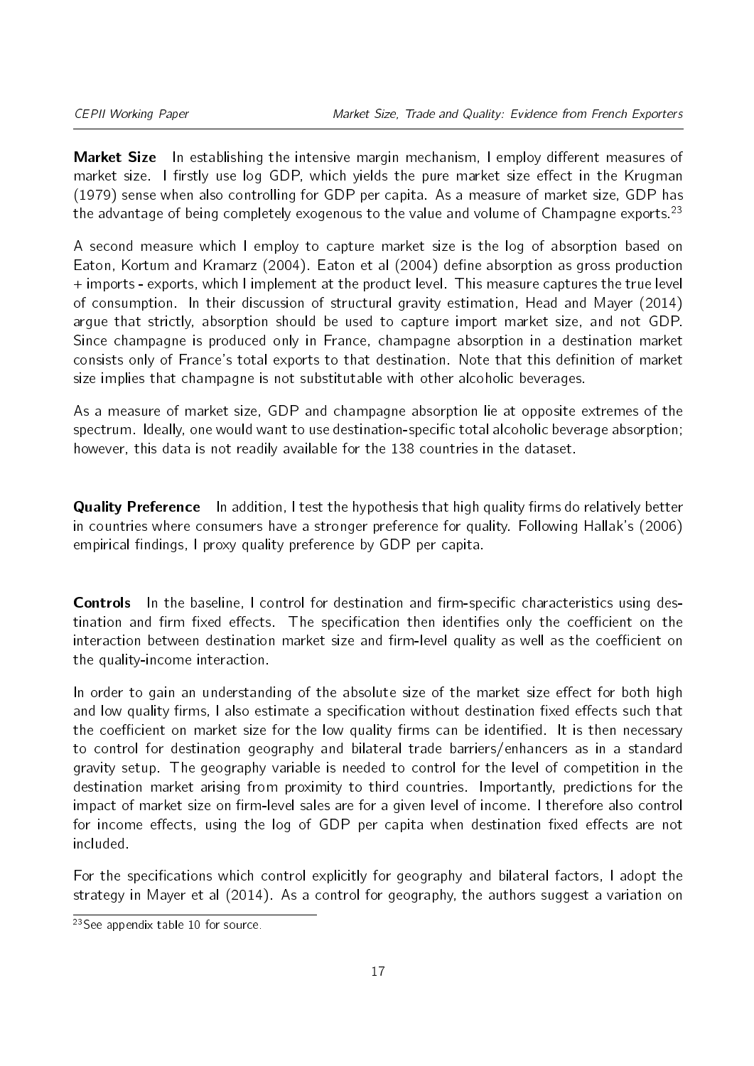**Market Size** In establishing the intensive margin mechanism, I employ different measures of market size. I firstly use log GDP, which yields the pure market size effect in the Krugman (1979) sense when also controlling for GDP per capita. As a measure of market size, GDP has the advantage of being completely exogenous to the value and volume of Champagne exports.[23]

A second measure which I employ to capture market size is the log of absorption based on Eaton, Kortum and Kramarz (2004). Eaton et al (2004) define absorption as gross production + imports - exports, which I implement at the product level. This measure captures the true level of consumption. In their discussion of structural gravity estimation, Head and Mayer (2014) argue that strictly, absorption should be used to capture import market size, and not GDP. Since champagne is produced only in France, champagne absorption in a destination market consists only of France's total exports to that destination. Note that this definition of market size implies that champagne is not substitutable with other alcoholic beverages.

As a measure of market size, GDP and champagne absorption lie at opposite extremes of the spectrum. Ideally, one would want to use destination-specific total alcoholic beverage absorption; however, this data is not readily available for the 138 countries in the dataset.

**Quality Preference** In addition, I test the hypothesis that high quality firms do relatively better in countries where consumers have a stronger preference for quality. Following Hallak's (2006) empirical findings, I proxy quality preference by GDP per capita.

**Controls** In the baseline, I control for destination and firm-specific characteristics using destination and firm fixed effects. The specification then identifies only the coefficient on the interaction between destination market size and firm-level quality as well as the coefficient on the quality-income interaction.

In order to gain an understanding of the absolute size of the market size effect for both high and low quality firms, I also estimate a specification without destination fixed effects such that the coefficient on market size for the low quality firms can be identified. It is then necessary to control for destination geography and bilateral trade barriers/enhancers as in a standard gravity setup. The geography variable is needed to control for the level of competition in the destination market arising from proximity to third countries. Importantly, predictions for the impact of market size on firm-level sales are for a given level of income. I therefore also control for income effects, using the log of GDP per capita when destination fixed effects are not included.

For the specifications which control explicitly for geography and bilateral factors, I adopt the strategy in Mayer et al (2014). As a control for geography, the authors suggest a variation on

[23] See appendix table 10 for source.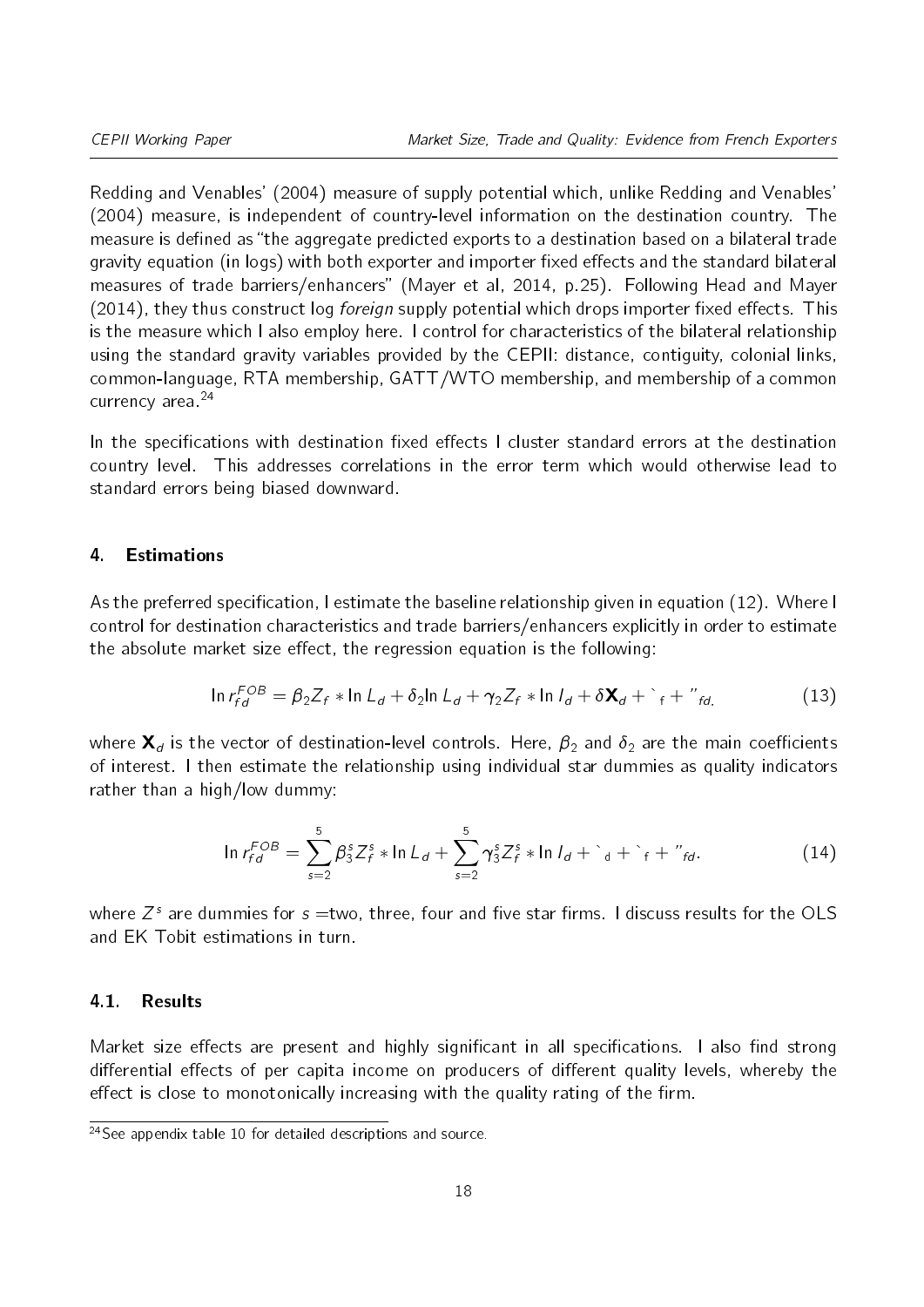Redding and Venables' (2004) measure of supply potential which, unlike Redding and Venables' (2004) measure, is independent of country-level information on the destination country. The measure is defined as "the aggregate predicted exports to a destination based on a bilateral trade gravity equation (in logs) with both exporter and importer fixed effects and the standard bilateral measures of trade barriers/enhancers" (Mayer et al, 2014, p.25). Following Head and Mayer (2014), they thus construct log *foreign* supply potential which drops importer fixed effects. This is the measure which I also employ here. I control for characteristics of the bilateral relationship using the standard gravity variables provided by the CEPII: distance, contiguity, colonial links, common-language, RTA membership, GATT/WTO membership, and membership of a common currency area.[24]

In the specifications with destination fixed effects I cluster standard errors at the destination country level. This addresses correlations in the error term which would otherwise lead to standard errors being biased downward.

## 4. Estimations

As the preferred specification, I estimate the baseline relationship given in equation (12). Where I control for destination characteristics and trade barriers/enhancers explicitly in order to estimate the absolute market size effect, the regression equation is the following:

$$\ln r_{fd}^{FOB} = \beta_2 Z_f * \ln L_d + \delta_2 \ln L_d + \gamma_2 Z_f * \ln I_d + \delta \mathbf{X}_d + \mu_f + \epsilon_{fd}. \tag{13}$$

where $\mathbf{X}_d$ is the vector of destination-level controls. Here, $\beta_2$ and $\delta_2$ are the main coefficients of interest. I then estimate the relationship using individual star dummies as quality indicators rather than a high/low dummy:

$$\ln r_{fd}^{FOB} = \sum_{s=2}^{5} \beta_3^s Z_f^s * \ln L_d + \sum_{s=2}^{5} \gamma_3^s Z_f^s * \ln I_d + \mu_d + \mu_f + \epsilon_{fd}. \tag{14}$$

where $Z^s$ are dummies for $s$ =two, three, four and five star firms. I discuss results for the OLS and EK Tobit estimations in turn.

### 4.1. Results

Market size effects are present and highly significant in all specifications. I also find strong differential effects of per capita income on producers of different quality levels, whereby the effect is close to monotonically increasing with the quality rating of the firm.

[24] See appendix table 10 for detailed descriptions and source.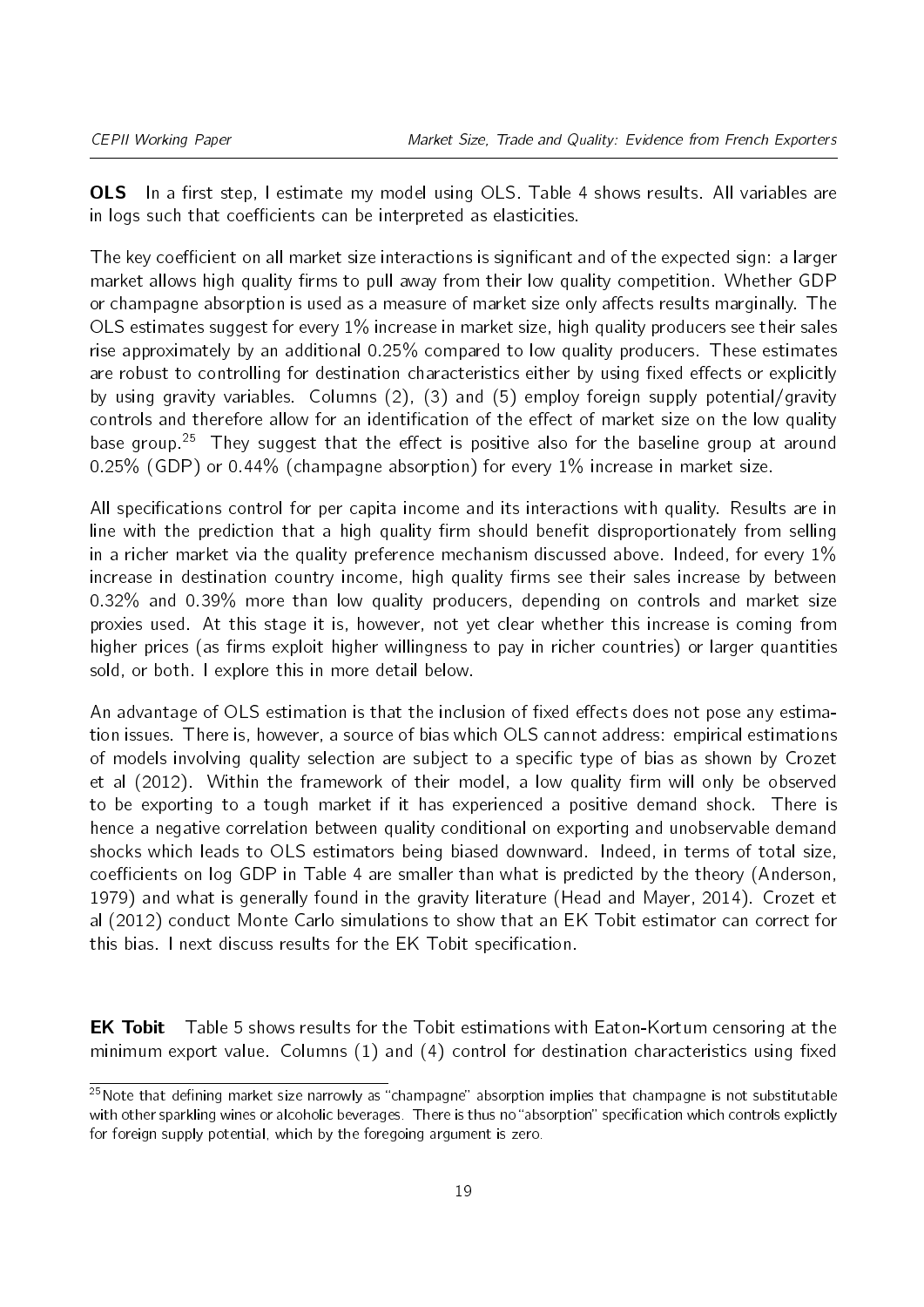**OLS** In a first step, I estimate my model using OLS. Table 4 shows results. All variables are in logs such that coefficients can be interpreted as elasticities.

The key coefficient on all market size interactions is significant and of the expected sign: a larger market allows high quality firms to pull away from their low quality competition. Whether GDP or champagne absorption is used as a measure of market size only affects results marginally. The OLS estimates suggest for every 1% increase in market size, high quality producers see their sales rise approximately by an additional 0.25% compared to low quality producers. These estimates are robust to controlling for destination characteristics either by using fixed effects or explicitly by using gravity variables. Columns (2), (3) and (5) employ foreign supply potential/gravity controls and therefore allow for an identification of the effect of market size on the low quality base group.[25] They suggest that the effect is positive also for the baseline group at around 0.25% (GDP) or 0.44% (champagne absorption) for every 1% increase in market size.

All specifications control for per capita income and its interactions with quality. Results are in line with the prediction that a high quality firm should benefit disproportionately from selling in a richer market via the quality preference mechanism discussed above. Indeed, for every 1% increase in destination country income, high quality firms see their sales increase by between 0.32% and 0.39% more than low quality producers, depending on controls and market size proxies used. At this stage it is, however, not yet clear whether this increase is coming from higher prices (as firms exploit higher willingness to pay in richer countries) or larger quantities sold, or both. I explore this in more detail below.

An advantage of OLS estimation is that the inclusion of fixed effects does not pose any estimation issues. There is, however, a source of bias which OLS cannot address: empirical estimations of models involving quality selection are subject to a specific type of bias as shown by Crozet et al (2012). Within the framework of their model, a low quality firm will only be observed to be exporting to a tough market if it has experienced a positive demand shock. There is hence a negative correlation between quality conditional on exporting and unobservable demand shocks which leads to OLS estimators being biased downward. Indeed, in terms of total size, coefficients on log GDP in Table 4 are smaller than what is predicted by the theory (Anderson, 1979) and what is generally found in the gravity literature (Head and Mayer, 2014). Crozet et al (2012) conduct Monte Carlo simulations to show that an EK Tobit estimator can correct for this bias. I next discuss results for the EK Tobit specification.

**EK Tobit** Table 5 shows results for the Tobit estimations with Eaton-Kortum censoring at the minimum export value. Columns (1) and (4) control for destination characteristics using fixed

[25] Note that defining market size narrowly as "champagne" absorption implies that champagne is not substitutable with other sparkling wines or alcoholic beverages. There is thus no "absorption" specification which controls explictly for foreign supply potential, which by the foregoing argument is zero.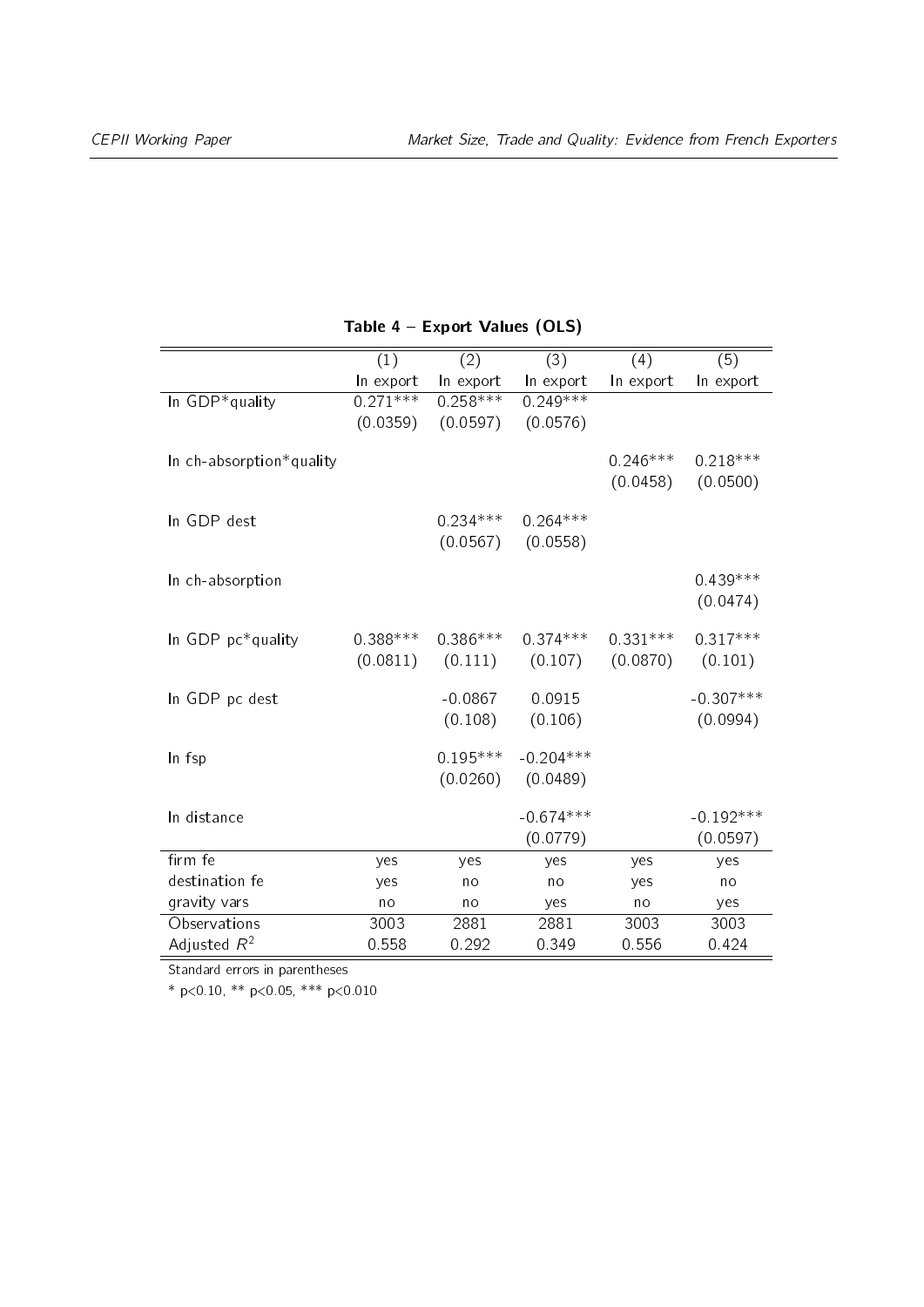**Table 4 – Export Values (OLS)**

| | (1) | (2) | (3) | (4) | (5) |
|---|---|---|---|---|---|
| | ln export | ln export | ln export | ln export | ln export |
| ln GDP*quality | 0.271*** | 0.258*** | 0.249*** | | |
| | (0.0359) | (0.0597) | (0.0576) | | |
| ln ch-absorption*quality | | | | 0.246*** | 0.218*** |
| | | | | (0.0458) | (0.0500) |
| ln GDP dest | | 0.234*** | 0.264*** | | |
| | | (0.0567) | (0.0558) | | |
| ln ch-absorption | | | | | 0.439*** |
| | | | | | (0.0474) |
| ln GDP pc*quality | 0.388*** | 0.386*** | 0.374*** | 0.331*** | 0.317*** |
| | (0.0811) | (0.111) | (0.107) | (0.0870) | (0.101) |
| ln GDP pc dest | | -0.0867 | 0.0915 | | -0.307*** |
| | | (0.108) | (0.106) | | (0.0994) |
| ln fsp | | 0.195*** | -0.204*** | | |
| | | (0.0260) | (0.0489) | | |
| ln distance | | | -0.674*** | | -0.192*** |
| | | | (0.0779) | | (0.0597) |
| firm fe | yes | yes | yes | yes | yes |
| destination fe | yes | no | no | yes | no |
| gravity vars | no | no | yes | no | yes |
| Observations | 3003 | 2881 | 2881 | 3003 | 3003 |
| Adjusted $R^2$ | 0.558 | 0.292 | 0.349 | 0.556 | 0.424 |

Standard errors in parentheses

* p<0.10, ** p<0.05, *** p<0.010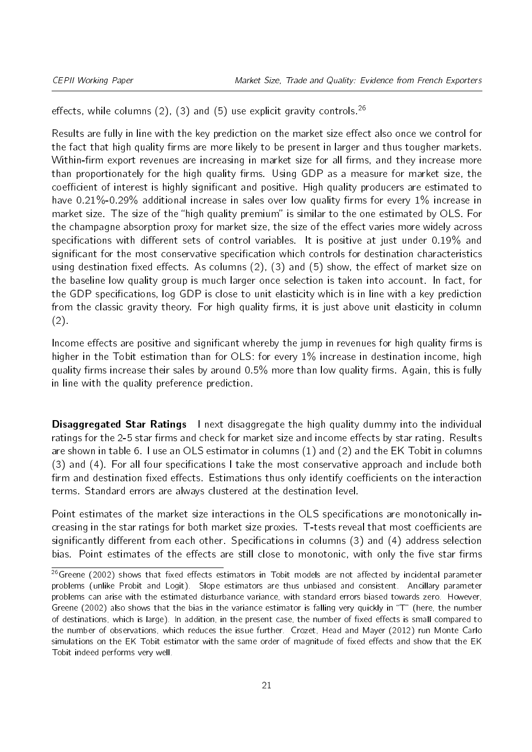effects, while columns (2), (3) and (5) use explicit gravity controls.[26]

Results are fully in line with the key prediction on the market size effect also once we control for the fact that high quality firms are more likely to be present in larger and thus tougher markets. Within-firm export revenues are increasing in market size for all firms, and they increase more than proportionately for the high quality firms. Using GDP as a measure for market size, the coefficient of interest is highly significant and positive. High quality producers are estimated to have 0.21%-0.29% additional increase in sales over low quality firms for every 1% increase in market size. The size of the "high quality premium" is similar to the one estimated by OLS. For the champagne absorption proxy for market size, the size of the effect varies more widely across specifications with different sets of control variables. It is positive at just under 0.19% and significant for the most conservative specification which controls for destination characteristics using destination fixed effects. As columns (2), (3) and (5) show, the effect of market size on the baseline low quality group is much larger once selection is taken into account. In fact, for the GDP specifications, log GDP is close to unit elasticity which is in line with a key prediction from the classic gravity theory. For high quality firms, it is just above unit elasticity in column (2).

Income effects are positive and significant whereby the jump in revenues for high quality firms is higher in the Tobit estimation than for OLS: for every 1% increase in destination income, high quality firms increase their sales by around 0.5% more than low quality firms. Again, this is fully in line with the quality preference prediction.

**Disaggregated Star Ratings** I next disaggregate the high quality dummy into the individual ratings for the 2-5 star firms and check for market size and income effects by star rating. Results are shown in table 6. I use an OLS estimator in columns (1) and (2) and the EK Tobit in columns (3) and (4). For all four specifications I take the most conservative approach and include both firm and destination fixed effects. Estimations thus only identify coefficients on the interaction terms. Standard errors are always clustered at the destination level.

Point estimates of the market size interactions in the OLS specifications are monotonically increasing in the star ratings for both market size proxies. T-tests reveal that most coefficients are significantly different from each other. Specifications in columns (3) and (4) address selection bias. Point estimates of the effects are still close to monotonic, with only the five star firms

[26] Greene (2002) shows that fixed effects estimators in Tobit models are not affected by incidental parameter problems (unlike Probit and Logit). Slope estimators are thus unbiased and consistent. Ancillary parameter problems can arise with the estimated disturbance variance, with standard errors biased towards zero. However, Greene (2002) also shows that the bias in the variance estimator is falling very quickly in "T" (here, the number of destinations, which is large). In addition, in the present case, the number of fixed effects is small compared to the number of observations, which reduces the issue further. Crozet, Head and Mayer (2012) run Monte Carlo simulations on the EK Tobit estimator with the same order of magnitude of fixed effects and show that the EK Tobit indeed performs very well.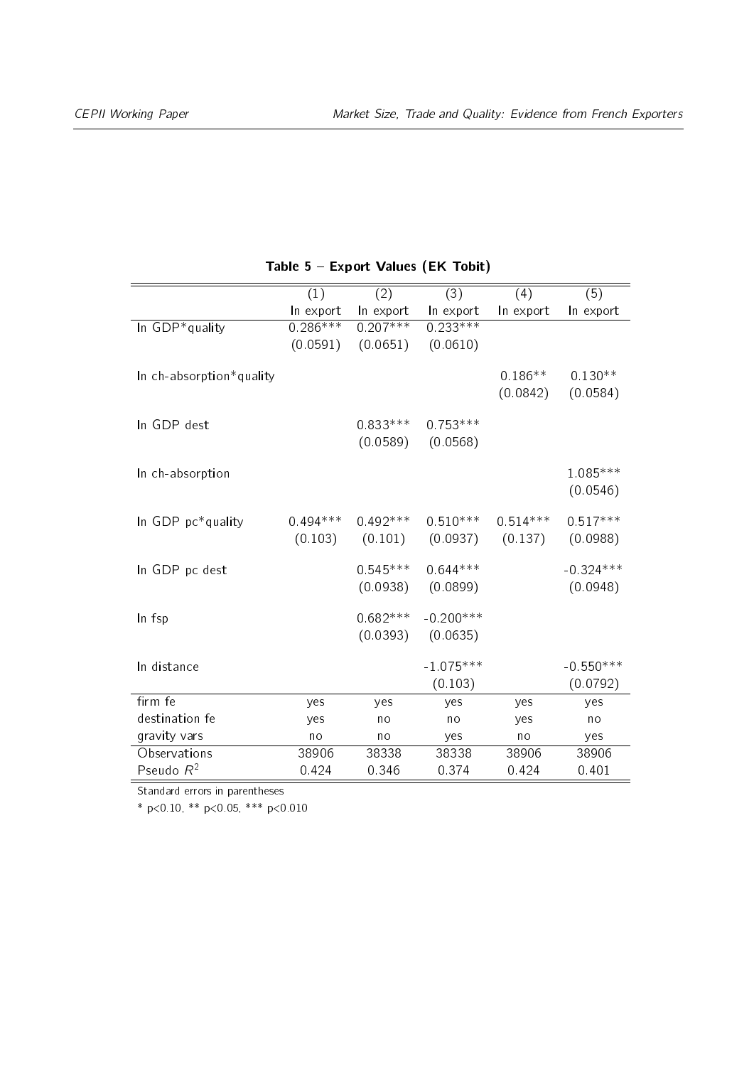**Table 5 – Export Values (EK Tobit)**

| | (1) | (2) | (3) | (4) | (5) |
|---|---|---|---|---|---|
| | ln export | ln export | ln export | ln export | ln export |
| ln GDP*quality | 0.286*** | 0.207*** | 0.233*** | | |
| | (0.0591) | (0.0651) | (0.0610) | | |
| ln ch-absorption*quality | | | | 0.186** | 0.130** |
| | | | | (0.0842) | (0.0584) |
| ln GDP dest | | 0.833*** | 0.753*** | | |
| | | (0.0589) | (0.0568) | | |
| ln ch-absorption | | | | | 1.085*** |
| | | | | | (0.0546) |
| ln GDP pc*quality | 0.494*** | 0.492*** | 0.510*** | 0.514*** | 0.517*** |
| | (0.103) | (0.101) | (0.0937) | (0.137) | (0.0988) |
| ln GDP pc dest | | 0.545*** | 0.644*** | | -0.324*** |
| | | (0.0938) | (0.0899) | | (0.0948) |
| ln fsp | | 0.682*** | -0.200*** | | |
| | | (0.0393) | (0.0635) | | |
| ln distance | | | -1.075*** | | -0.550*** |
| | | | (0.103) | | (0.0792) |
| firm fe | yes | yes | yes | yes | yes |
| destination fe | yes | no | no | yes | no |
| gravity vars | no | no | yes | no | yes |
| Observations | 38906 | 38338 | 38338 | 38906 | 38906 |
| Pseudo $R^2$ | 0.424 | 0.346 | 0.374 | 0.424 | 0.401 |

Standard errors in parentheses

* $p<0.10$, ** $p<0.05$, *** $p<0.010$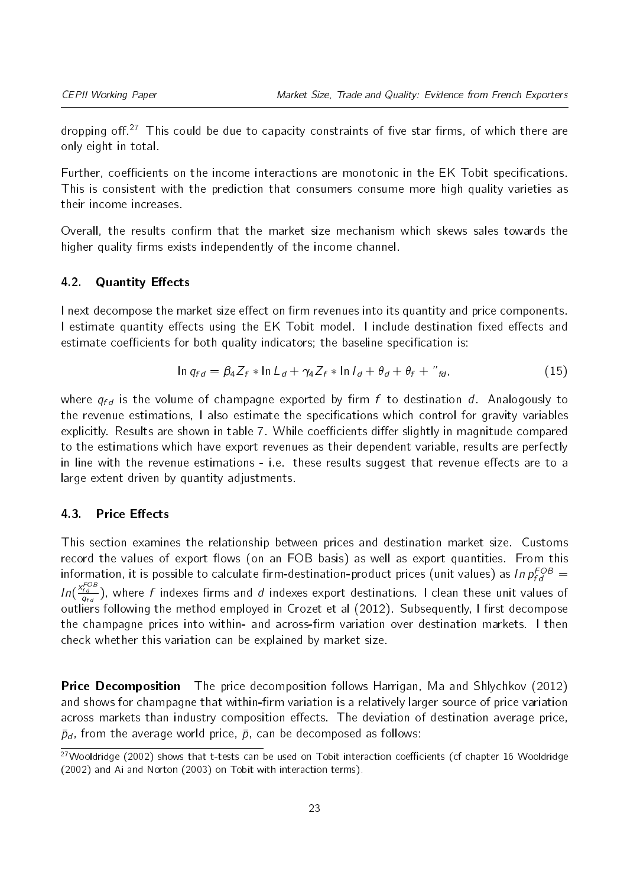dropping off.[27] This could be due to capacity constraints of five star firms, of which there are only eight in total.

Further, coefficients on the income interactions are monotonic in the EK Tobit specifications. This is consistent with the prediction that consumers consume more high quality varieties as their income increases.

Overall, the results confirm that the market size mechanism which skews sales towards the higher quality firms exists independently of the income channel.

### 4.2. Quantity Effects

I next decompose the market size effect on firm revenues into its quantity and price components. I estimate quantity effects using the EK Tobit model. I include destination fixed effects and estimate coefficients for both quality indicators; the baseline specification is:

$$\ln q_{fd} = \beta_4 Z_f * \ln L_d + \gamma_4 Z_f * \ln I_d + \theta_d + \theta_f + ''_{fd}, \tag{15}$$

where $q_{fd}$ is the volume of champagne exported by firm $f$ to destination $d$. Analogously to the revenue estimations, I also estimate the specifications which control for gravity variables explicitly. Results are shown in table 7. While coefficients differ slightly in magnitude compared to the estimations which have export revenues as their dependent variable, results are perfectly in line with the revenue estimations - i.e. these results suggest that revenue effects are to a large extent driven by quantity adjustments.

### 4.3. Price Effects

This section examines the relationship between prices and destination market size. Customs record the values of export flows (on an FOB basis) as well as export quantities. From this information, it is possible to calculate firm-destination-product prices (unit values) as $ln\, p^{FOB}_{fd} = ln(\frac{x^{FOB}_{fd}}{q_{fd}})$, where $f$ indexes firms and $d$ indexes export destinations. I clean these unit values of outliers following the method employed in Crozet et al (2012). Subsequently, I first decompose the champagne prices into within- and across-firm variation over destination markets. I then check whether this variation can be explained by market size.

**Price Decomposition** The price decomposition follows Harrigan, Ma and Shlychkov (2012) and shows for champagne that within-firm variation is a relatively larger source of price variation across markets than industry composition effects. The deviation of destination average price, $\bar{p}_d$, from the average world price, $\bar{p}$, can be decomposed as follows:

[27] Wooldridge (2002) shows that t-tests can be used on Tobit interaction coefficients (cf chapter 16 Wooldridge (2002) and Ai and Norton (2003) on Tobit with interaction terms).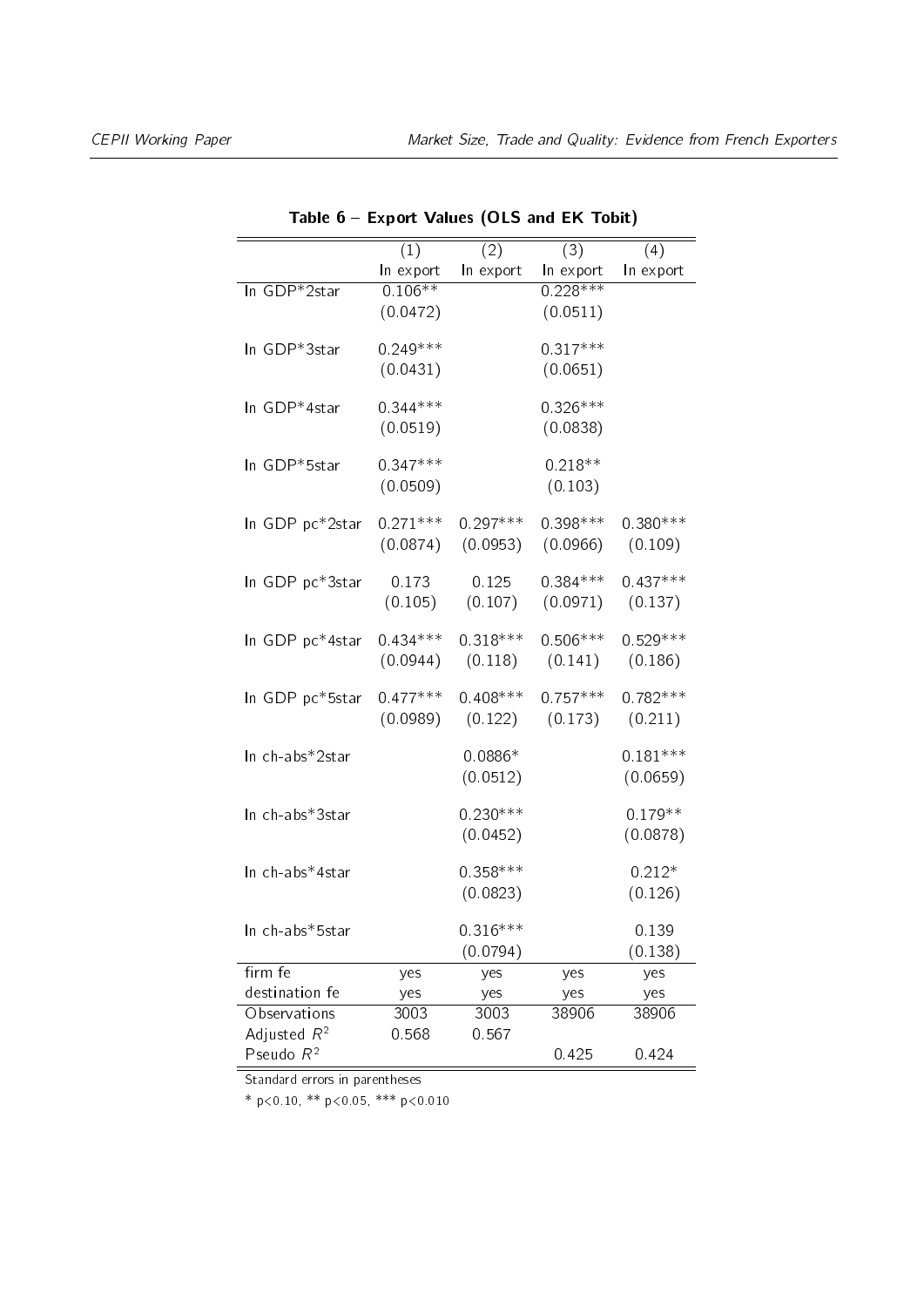**Table 6 – Export Values (OLS and EK Tobit)**

| | (1) | (2) | (3) | (4) |
|---|---|---|---|---|
| | ln export | ln export | ln export | ln export |
| ln GDP*2star | 0.106** | | 0.228*** | |
| | (0.0472) | | (0.0511) | |
| ln GDP*3star | 0.249*** | | 0.317*** | |
| | (0.0431) | | (0.0651) | |
| ln GDP*4star | 0.344*** | | 0.326*** | |
| | (0.0519) | | (0.0838) | |
| ln GDP*5star | 0.347*** | | 0.218** | |
| | (0.0509) | | (0.103) | |
| ln GDP pc*2star | 0.271*** | 0.297*** | 0.398*** | 0.380*** |
| | (0.0874) | (0.0953) | (0.0966) | (0.109) |
| ln GDP pc*3star | 0.173 | 0.125 | 0.384*** | 0.437*** |
| | (0.105) | (0.107) | (0.0971) | (0.137) |
| ln GDP pc*4star | 0.434*** | 0.318*** | 0.506*** | 0.529*** |
| | (0.0944) | (0.118) | (0.141) | (0.186) |
| ln GDP pc*5star | 0.477*** | 0.408*** | 0.757*** | 0.782*** |
| | (0.0989) | (0.122) | (0.173) | (0.211) |
| ln ch-abs*2star | | 0.0886* | | 0.181*** |
| | | (0.0512) | | (0.0659) |
| ln ch-abs*3star | | 0.230*** | | 0.179** |
| | | (0.0452) | | (0.0878) |
| ln ch-abs*4star | | 0.358*** | | 0.212* |
| | | (0.0823) | | (0.126) |
| ln ch-abs*5star | | 0.316*** | | 0.139 |
| | | (0.0794) | | (0.138) |
| firm fe | yes | yes | yes | yes |
| destination fe | yes | yes | yes | yes |
| Observations | 3003 | 3003 | 38906 | 38906 |
| Adjusted $R^2$ | 0.568 | 0.567 | | |
| Pseudo $R^2$ | | | 0.425 | 0.424 |

Standard errors in parentheses

* $p<0.10$, ** $p<0.05$, *** $p<0.010$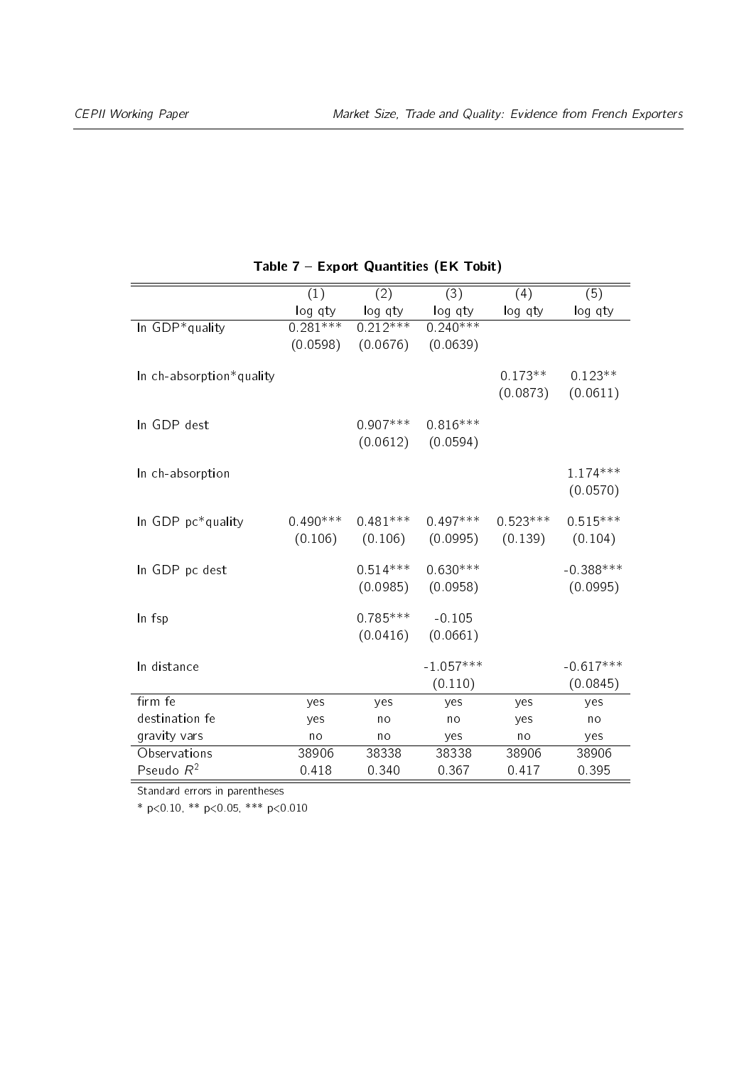**Table 7 – Export Quantities (EK Tobit)**

| | (1) | (2) | (3) | (4) | (5) |
|---|---|---|---|---|---|
| | log qty | log qty | log qty | log qty | log qty |
| ln GDP*quality | 0.281*** | 0.212*** | 0.240*** | | |
| | (0.0598) | (0.0676) | (0.0639) | | |
| ln ch-absorption*quality | | | | 0.173** | 0.123** |
| | | | | (0.0873) | (0.0611) |
| ln GDP dest | | 0.907*** | 0.816*** | | |
| | | (0.0612) | (0.0594) | | |
| ln ch-absorption | | | | | 1.174*** |
| | | | | | (0.0570) |
| ln GDP pc*quality | 0.490*** | 0.481*** | 0.497*** | 0.523*** | 0.515*** |
| | (0.106) | (0.106) | (0.0995) | (0.139) | (0.104) |
| ln GDP pc dest | | 0.514*** | 0.630*** | | -0.388*** |
| | | (0.0985) | (0.0958) | | (0.0995) |
| ln fsp | | 0.785*** | -0.105 | | |
| | | (0.0416) | (0.0661) | | |
| ln distance | | | -1.057*** | | -0.617*** |
| | | | (0.110) | | (0.0845) |
| firm fe | yes | yes | yes | yes | yes |
| destination fe | yes | no | no | yes | no |
| gravity vars | no | no | yes | no | yes |
| Observations | 38906 | 38338 | 38338 | 38906 | 38906 |
| Pseudo $R^2$ | 0.418 | 0.340 | 0.367 | 0.417 | 0.395 |

Standard errors in parentheses

* $p<0.10$, ** $p<0.05$, *** $p<0.010$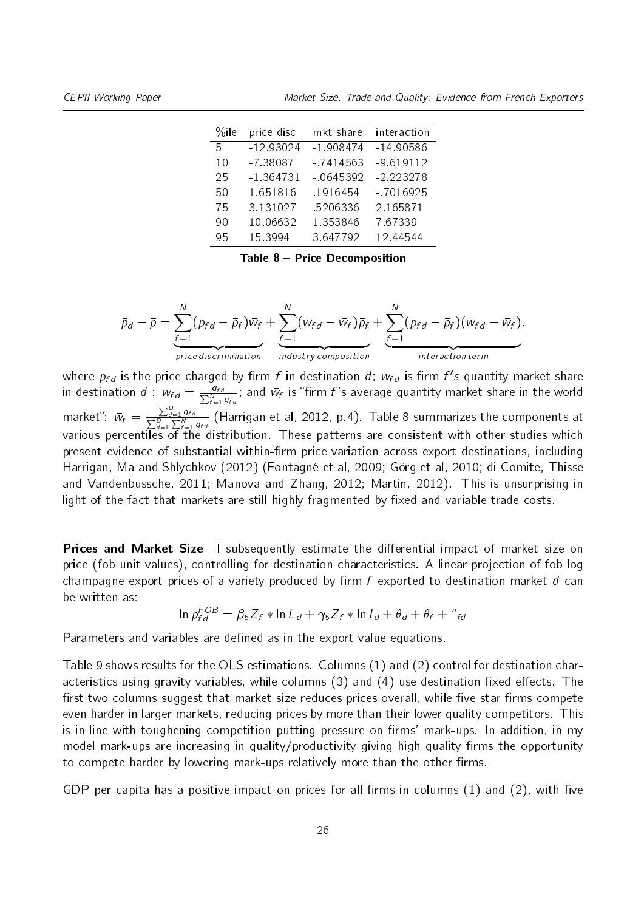| %ile | price disc | mkt share | interaction |
|---|---|---|---|
| 5 | -12.93024 | -1.908474 | -14.90586 |
| 10 | -7.38087 | -.7414563 | -9.619112 |
| 25 | -1.364731 | -.0645392 | -2.223278 |
| 50 | 1.651816 | .1916454 | -.7016925 |
| 75 | 3.131027 | .5206336 | 2.165871 |
| 90 | 10.06632 | 1.353846 | 7.67339 |
| 95 | 15.3994 | 3.647792 | 12.44544 |

**Table 8 – Price Decomposition**

$$\bar{p}_d - \bar{p} = \underbrace{\sum_{f=1}^{N}(p_{fd} - \bar{p}_f)\bar{w}_f}_{price\,discrimination} + \underbrace{\sum_{f=1}^{N}(w_{fd} - \bar{w}_f)\bar{p}_f}_{industry\,composition} + \underbrace{\sum_{f=1}^{N}(p_{fd} - \bar{p}_f)(w_{fd} - \bar{w}_f)}_{interaction\,term}.$$

where $p_{fd}$ is the price charged by firm $f$ in destination $d$; $w_{fd}$ is firm $f's$ quantity market share in destination $d$ : $w_{fd} = \frac{q_{fd}}{\sum_{f=1}^{N} q_{fd}}$; and $\bar{w}_f$ is "firm $f$'s average quantity market share in the world market": $\bar{w}_f = \frac{\sum_{d=1}^{D} q_{fd}}{\sum_{d=1}^{D}\sum_{f=1}^{N} q_{fd}}$ (Harrigan et al, 2012, p.4). Table 8 summarizes the components at various percentiles of the distribution. These patterns are consistent with other studies which present evidence of substantial within-firm price variation across export destinations, including Harrigan, Ma and Shlychkov (2012) (Fontagné et al, 2009; Görg et al, 2010; di Comite, Thisse and Vandenbussche, 2011; Manova and Zhang, 2012; Martin, 2012). This is unsurprising in light of the fact that markets are still highly fragmented by fixed and variable trade costs.

**Prices and Market Size** I subsequently estimate the differential impact of market size on price (fob unit values), controlling for destination characteristics. A linear projection of fob log champagne export prices of a variety produced by firm $f$ exported to destination market $d$ can be written as:

$$\ln p_{fd}^{FOB} = \beta_5 Z_f * \ln L_d + \gamma_5 Z_f * \ln I_d + \theta_d + \theta_f + "_{fd}$$

Parameters and variables are defined as in the export value equations.

Table 9 shows results for the OLS estimations. Columns (1) and (2) control for destination characteristics using gravity variables, while columns (3) and (4) use destination fixed effects. The first two columns suggest that market size reduces prices overall, while five star firms compete even harder in larger markets, reducing prices by more than their lower quality competitors. This is in line with toughening competition putting pressure on firms' mark-ups. In addition, in my model mark-ups are increasing in quality/productivity giving high quality firms the opportunity to compete harder by lowering mark-ups relatively more than the other firms.

GDP per capita has a positive impact on prices for all firms in columns (1) and (2), with five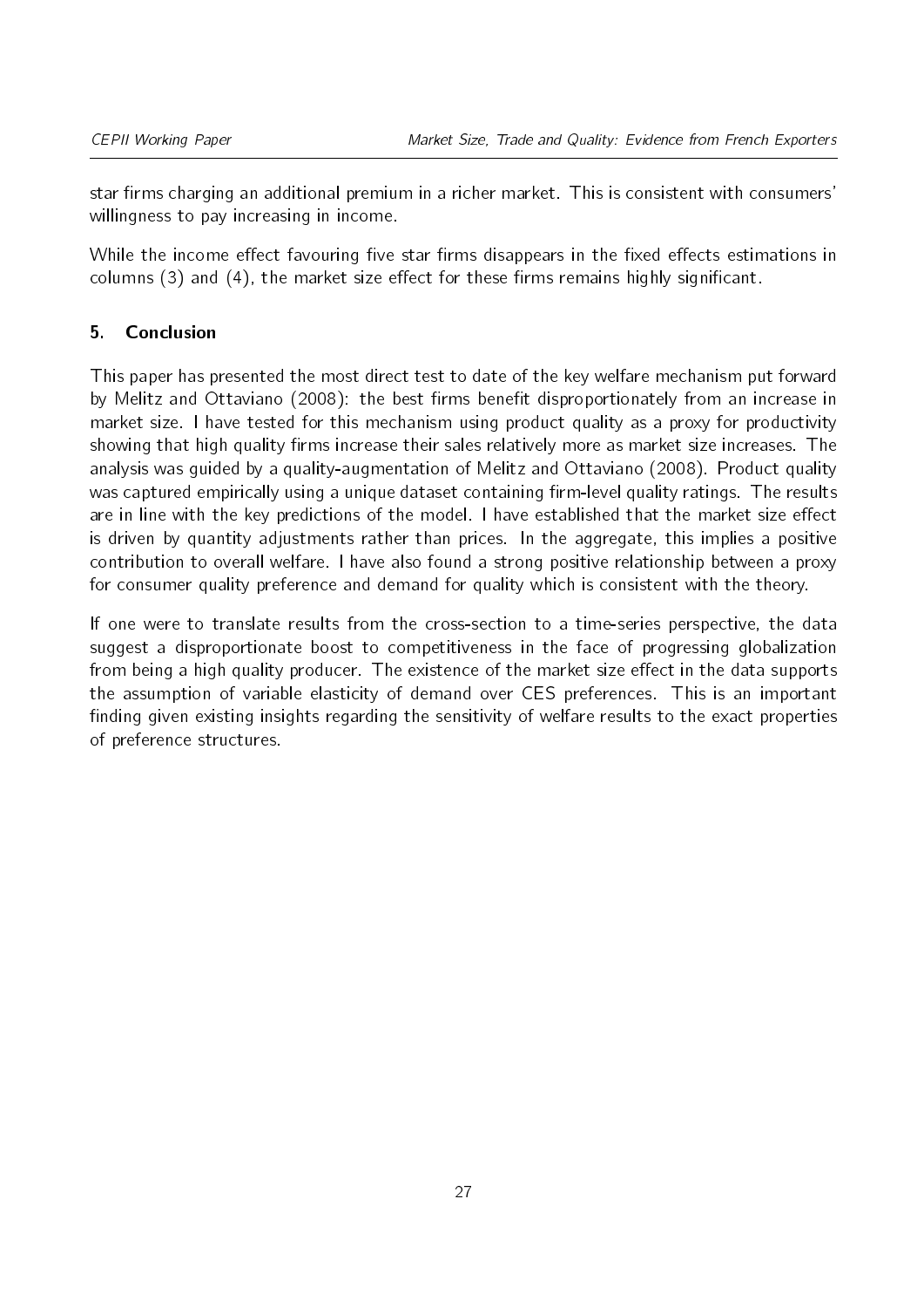star firms charging an additional premium in a richer market. This is consistent with consumers' willingness to pay increasing in income.

While the income effect favouring five star firms disappears in the fixed effects estimations in columns (3) and (4), the market size effect for these firms remains highly significant.

## 5. Conclusion

This paper has presented the most direct test to date of the key welfare mechanism put forward by Melitz and Ottaviano (2008): the best firms benefit disproportionately from an increase in market size. I have tested for this mechanism using product quality as a proxy for productivity showing that high quality firms increase their sales relatively more as market size increases. The analysis was guided by a quality-augmentation of Melitz and Ottaviano (2008). Product quality was captured empirically using a unique dataset containing firm-level quality ratings. The results are in line with the key predictions of the model. I have established that the market size effect is driven by quantity adjustments rather than prices. In the aggregate, this implies a positive contribution to overall welfare. I have also found a strong positive relationship between a proxy for consumer quality preference and demand for quality which is consistent with the theory.

If one were to translate results from the cross-section to a time-series perspective, the data suggest a disproportionate boost to competitiveness in the face of progressing globalization from being a high quality producer. The existence of the market size effect in the data supports the assumption of variable elasticity of demand over CES preferences. This is an important finding given existing insights regarding the sensitivity of welfare results to the exact properties of preference structures.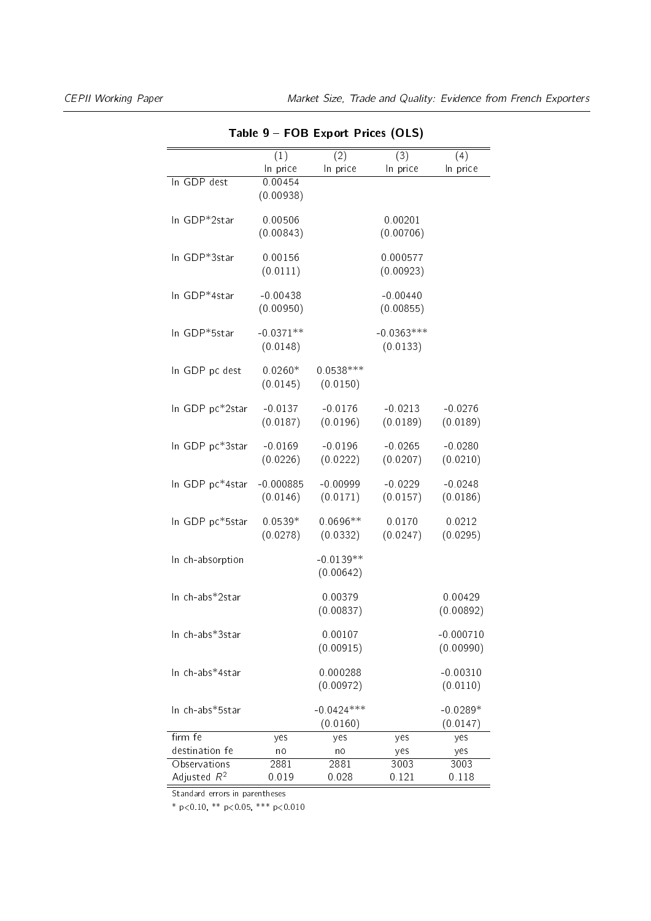**Table 9 – FOB Export Prices (OLS)**

| | (1) | (2) | (3) | (4) |
|---|---|---|---|---|
| | ln price | ln price | ln price | ln price |
| ln GDP dest | 0.00454 | | | |
| | (0.00938) | | | |
| ln GDP*2star | 0.00506 | | 0.00201 | |
| | (0.00843) | | (0.00706) | |
| ln GDP*3star | 0.00156 | | 0.000577 | |
| | (0.0111) | | (0.00923) | |
| ln GDP*4star | -0.00438 | | -0.00440 | |
| | (0.00950) | | (0.00855) | |
| ln GDP*5star | -0.0371** | | -0.0363*** | |
| | (0.0148) | | (0.0133) | |
| ln GDP pc dest | 0.0260* | 0.0538*** | | |
| | (0.0145) | (0.0150) | | |
| ln GDP pc*2star | -0.0137 | -0.0176 | -0.0213 | -0.0276 |
| | (0.0187) | (0.0196) | (0.0189) | (0.0189) |
| ln GDP pc*3star | -0.0169 | -0.0196 | -0.0265 | -0.0280 |
| | (0.0226) | (0.0222) | (0.0207) | (0.0210) |
| ln GDP pc*4star | -0.000885 | -0.00999 | -0.0229 | -0.0248 |
| | (0.0146) | (0.0171) | (0.0157) | (0.0186) |
| ln GDP pc*5star | 0.0539* | 0.0696** | 0.0170 | 0.0212 |
| | (0.0278) | (0.0332) | (0.0247) | (0.0295) |
| ln ch-absorption | | -0.0139** | | |
| | | (0.00642) | | |
| ln ch-abs*2star | | 0.00379 | | 0.00429 |
| | | (0.00837) | | (0.00892) |
| ln ch-abs*3star | | 0.00107 | | -0.000710 |
| | | (0.00915) | | (0.00990) |
| ln ch-abs*4star | | 0.000288 | | -0.00310 |
| | | (0.00972) | | (0.0110) |
| ln ch-abs*5star | | -0.0424*** | | -0.0289* |
| | | (0.0160) | | (0.0147) |
| firm fe | yes | yes | yes | yes |
| destination fe | no | no | yes | yes |
| Observations | 2881 | 2881 | 3003 | 3003 |
| Adjusted $R^2$ | 0.019 | 0.028 | 0.121 | 0.118 |

Standard errors in parentheses

* $p<0.10$, ** $p<0.05$, *** $p<0.010$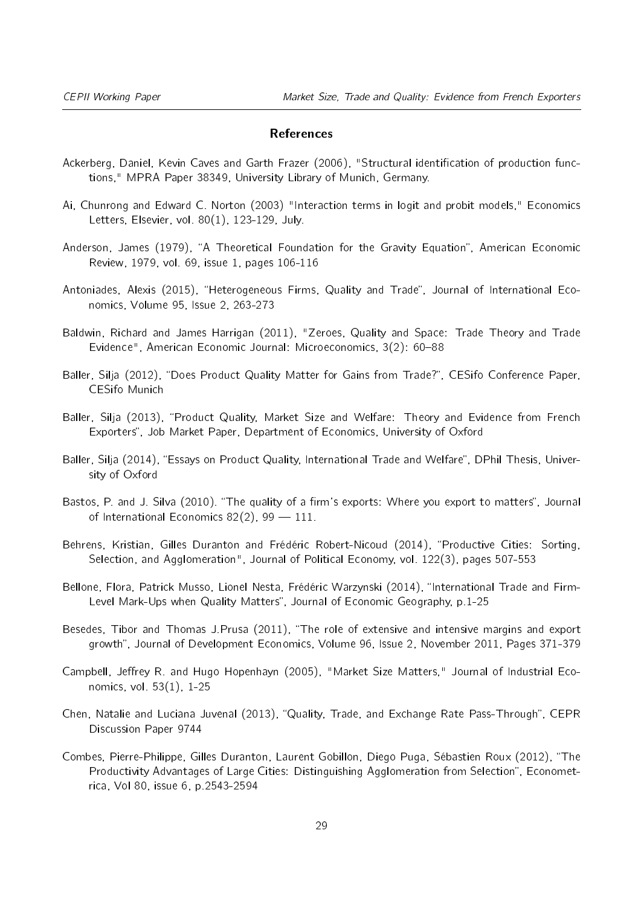## References

Ackerberg, Daniel, Kevin Caves and Garth Frazer (2006), "Structural identification of production functions," MPRA Paper 38349, University Library of Munich, Germany.

Ai, Chunrong and Edward C. Norton (2003) "Interaction terms in logit and probit models," Economics Letters, Elsevier, vol. 80(1), 123-129, July.

Anderson, James (1979), "A Theoretical Foundation for the Gravity Equation", American Economic Review, 1979, vol. 69, issue 1, pages 106-116

Antoniades, Alexis (2015), "Heterogeneous Firms, Quality and Trade", Journal of International Economics, Volume 95, Issue 2, 263-273

Baldwin, Richard and James Harrigan (2011), "Zeroes, Quality and Space: Trade Theory and Trade Evidence", American Economic Journal: Microeconomics, 3(2): 60–88

Baller, Silja (2012), "Does Product Quality Matter for Gains from Trade?", CESifo Conference Paper, CESifo Munich

Baller, Silja (2013), "Product Quality, Market Size and Welfare: Theory and Evidence from French Exporters", Job Market Paper, Department of Economics, University of Oxford

Baller, Silja (2014), "Essays on Product Quality, International Trade and Welfare", DPhil Thesis, University of Oxford

Bastos, P. and J. Silva (2010). "The quality of a firm's exports: Where you export to matters", Journal of International Economics 82(2), 99 — 111.

Behrens, Kristian, Gilles Duranton and Frédéric Robert-Nicoud (2014), "Productive Cities: Sorting, Selection, and Agglomeration", Journal of Political Economy, vol. 122(3), pages 507-553

Bellone, Flora, Patrick Musso, Lionel Nesta, Frédéric Warzynski (2014), "International Trade and Firm-Level Mark-Ups when Quality Matters", Journal of Economic Geography, p.1-25

Besedes, Tibor and Thomas J.Prusa (2011), "The role of extensive and intensive margins and export growth", Journal of Development Economics, Volume 96, Issue 2, November 2011, Pages 371-379

Campbell, Jeffrey R. and Hugo Hopenhayn (2005), "Market Size Matters," Journal of Industrial Economics, vol. 53(1), 1-25

Chen, Natalie and Luciana Juvenal (2013), "Quality, Trade, and Exchange Rate Pass-Through", CEPR Discussion Paper 9744

Combes, Pierre-Philippe, Gilles Duranton, Laurent Gobillon, Diego Puga, Sébastien Roux (2012), "The Productivity Advantages of Large Cities: Distinguishing Agglomeration from Selection", Econometrica, Vol 80, issue 6, p.2543-2594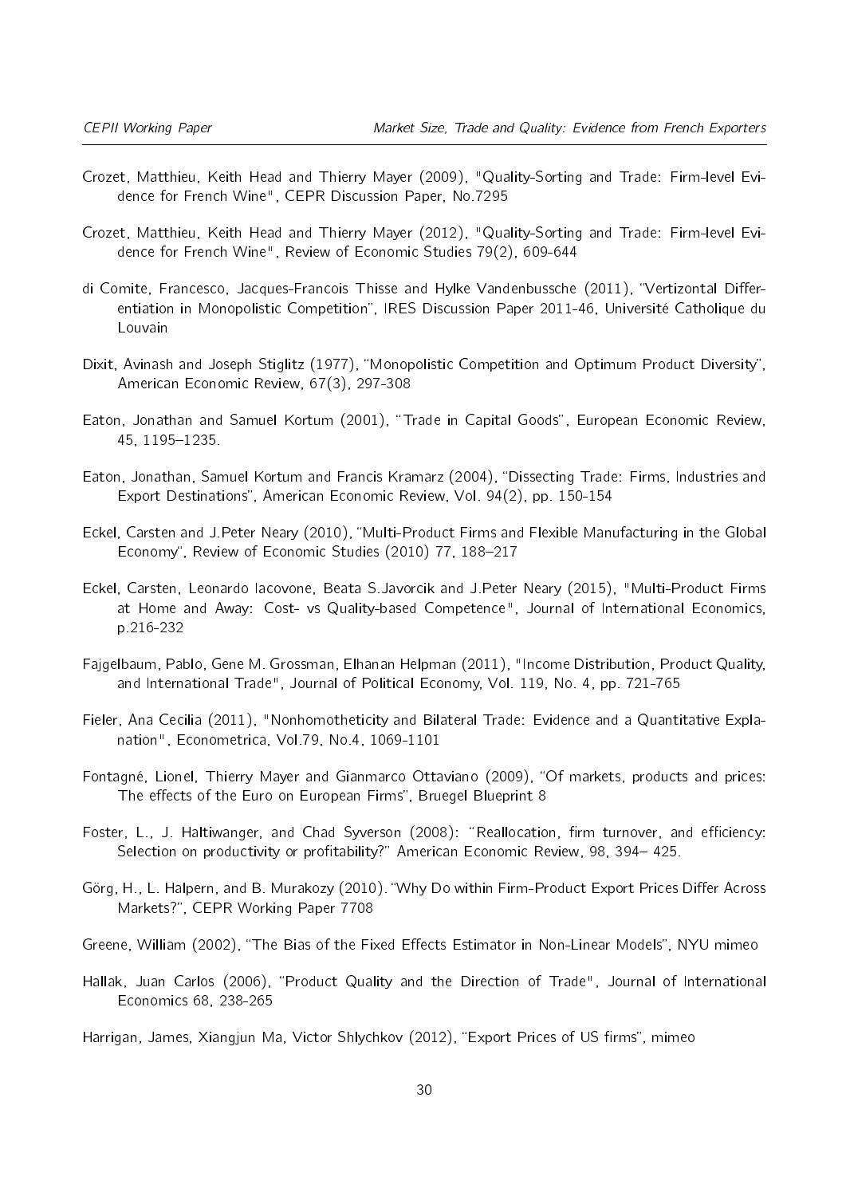Crozet, Matthieu, Keith Head and Thierry Mayer (2009), "Quality-Sorting and Trade: Firm-level Evidence for French Wine", CEPR Discussion Paper, No.7295

Crozet, Matthieu, Keith Head and Thierry Mayer (2012), "Quality-Sorting and Trade: Firm-level Evidence for French Wine", Review of Economic Studies 79(2), 609-644

di Comite, Francesco, Jacques-Francois Thisse and Hylke Vandenbussche (2011), "Vertizontal Differentiation in Monopolistic Competition", IRES Discussion Paper 2011-46, Université Catholique du Louvain

Dixit, Avinash and Joseph Stiglitz (1977), "Monopolistic Competition and Optimum Product Diversity", American Economic Review, 67(3), 297-308

Eaton, Jonathan and Samuel Kortum (2001), "Trade in Capital Goods", European Economic Review, 45, 1195–1235.

Eaton, Jonathan, Samuel Kortum and Francis Kramarz (2004), "Dissecting Trade: Firms, Industries and Export Destinations", American Economic Review, Vol. 94(2), pp. 150-154

Eckel, Carsten and J.Peter Neary (2010), "Multi-Product Firms and Flexible Manufacturing in the Global Economy", Review of Economic Studies (2010) 77, 188–217

Eckel, Carsten, Leonardo Iacovone, Beata S.Javorcik and J.Peter Neary (2015), "Multi-Product Firms at Home and Away: Cost- vs Quality-based Competence", Journal of International Economics, p.216-232

Fajgelbaum, Pablo, Gene M. Grossman, Elhanan Helpman (2011), "Income Distribution, Product Quality, and International Trade", Journal of Political Economy, Vol. 119, No. 4, pp. 721-765

Fieler, Ana Cecilia (2011), "Nonhomotheticity and Bilateral Trade: Evidence and a Quantitative Explanation", Econometrica, Vol.79, No.4, 1069-1101

Fontagné, Lionel, Thierry Mayer and Gianmarco Ottaviano (2009), "Of markets, products and prices: The effects of the Euro on European Firms", Bruegel Blueprint 8

Foster, L., J. Haltiwanger, and Chad Syverson (2008): "Reallocation, firm turnover, and efficiency: Selection on productivity or profitability?" American Economic Review, 98, 394– 425.

Görg, H., L. Halpern, and B. Murakozy (2010). "Why Do within Firm-Product Export Prices Differ Across Markets?", CEPR Working Paper 7708

Greene, William (2002), "The Bias of the Fixed Effects Estimator in Non-Linear Models", NYU mimeo

Hallak, Juan Carlos (2006), "Product Quality and the Direction of Trade", Journal of International Economics 68, 238-265

Harrigan, James, Xiangjun Ma, Victor Shlychkov (2012), "Export Prices of US firms", mimeo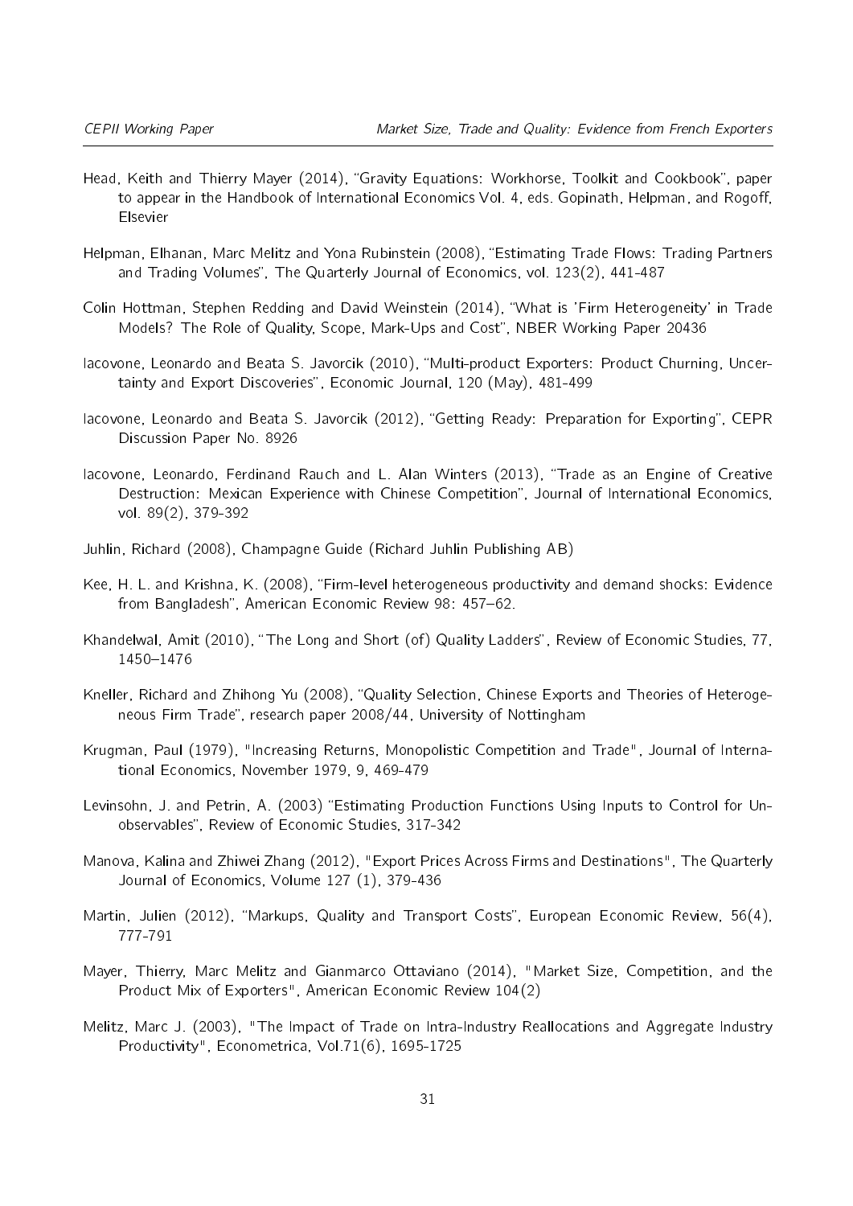Head, Keith and Thierry Mayer (2014), "Gravity Equations: Workhorse, Toolkit and Cookbook", paper to appear in the Handbook of International Economics Vol. 4, eds. Gopinath, Helpman, and Rogoff, Elsevier

Helpman, Elhanan, Marc Melitz and Yona Rubinstein (2008), "Estimating Trade Flows: Trading Partners and Trading Volumes", The Quarterly Journal of Economics, vol. 123(2), 441-487

Colin Hottman, Stephen Redding and David Weinstein (2014), "What is 'Firm Heterogeneity' in Trade Models? The Role of Quality, Scope, Mark-Ups and Cost", NBER Working Paper 20436

Iacovone, Leonardo and Beata S. Javorcik (2010), "Multi-product Exporters: Product Churning, Uncertainty and Export Discoveries", Economic Journal, 120 (May), 481-499

Iacovone, Leonardo and Beata S. Javorcik (2012), "Getting Ready: Preparation for Exporting", CEPR Discussion Paper No. 8926

Iacovone, Leonardo, Ferdinand Rauch and L. Alan Winters (2013), "Trade as an Engine of Creative Destruction: Mexican Experience with Chinese Competition", Journal of International Economics, vol. 89(2), 379-392

Juhlin, Richard (2008), Champagne Guide (Richard Juhlin Publishing AB)

Kee, H. L. and Krishna, K. (2008), "Firm-level heterogeneous productivity and demand shocks: Evidence from Bangladesh", American Economic Review 98: 457–62.

Khandelwal, Amit (2010), "The Long and Short (of) Quality Ladders", Review of Economic Studies, 77, 1450–1476

Kneller, Richard and Zhihong Yu (2008), "Quality Selection, Chinese Exports and Theories of Heterogeneous Firm Trade", research paper 2008/44, University of Nottingham

Krugman, Paul (1979), "Increasing Returns, Monopolistic Competition and Trade", Journal of International Economics, November 1979, 9, 469-479

Levinsohn, J. and Petrin, A. (2003) "Estimating Production Functions Using Inputs to Control for Unobservables", Review of Economic Studies, 317-342

Manova, Kalina and Zhiwei Zhang (2012), "Export Prices Across Firms and Destinations", The Quarterly Journal of Economics, Volume 127 (1), 379-436

Martin, Julien (2012), "Markups, Quality and Transport Costs", European Economic Review, 56(4), 777-791

Mayer, Thierry, Marc Melitz and Gianmarco Ottaviano (2014), "Market Size, Competition, and the Product Mix of Exporters", American Economic Review 104(2)

Melitz, Marc J. (2003), "The Impact of Trade on Intra-Industry Reallocations and Aggregate Industry Productivity", Econometrica, Vol.71(6), 1695-1725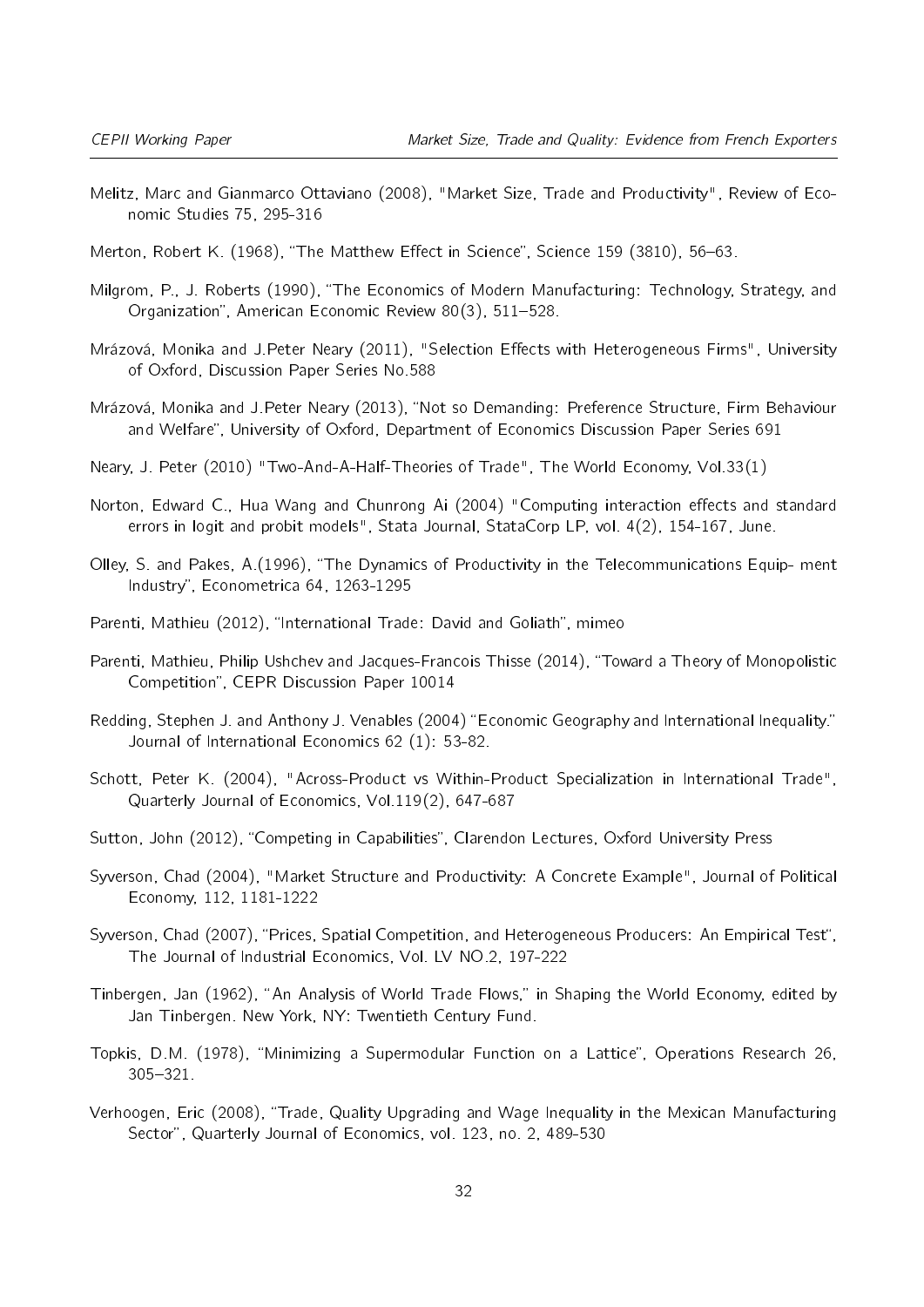Melitz, Marc and Gianmarco Ottaviano (2008), "Market Size, Trade and Productivity", Review of Economic Studies 75, 295-316

Merton, Robert K. (1968), "The Matthew Effect in Science", Science 159 (3810), 56–63.

Milgrom, P., J. Roberts (1990), "The Economics of Modern Manufacturing: Technology, Strategy, and Organization", American Economic Review 80(3), 511–528.

Mrázová, Monika and J.Peter Neary (2011), "Selection Effects with Heterogeneous Firms", University of Oxford, Discussion Paper Series No.588

Mrázová, Monika and J.Peter Neary (2013), "Not so Demanding: Preference Structure, Firm Behaviour and Welfare", University of Oxford, Department of Economics Discussion Paper Series 691

Neary, J. Peter (2010) "Two-And-A-Half-Theories of Trade", The World Economy, Vol.33(1)

Norton, Edward C., Hua Wang and Chunrong Ai (2004) "Computing interaction effects and standard errors in logit and probit models", Stata Journal, StataCorp LP, vol. 4(2), 154-167, June.

Olley, S. and Pakes, A.(1996), "The Dynamics of Productivity in the Telecommunications Equip- ment Industry", Econometrica 64, 1263-1295

Parenti, Mathieu (2012), "International Trade: David and Goliath", mimeo

Parenti, Mathieu, Philip Ushchev and Jacques-Francois Thisse (2014), "Toward a Theory of Monopolistic Competition", CEPR Discussion Paper 10014

Redding, Stephen J. and Anthony J. Venables (2004) "Economic Geography and International Inequality." Journal of International Economics 62 (1): 53-82.

Schott, Peter K. (2004), "Across-Product vs Within-Product Specialization in International Trade", Quarterly Journal of Economics, Vol.119(2), 647-687

Sutton, John (2012), "Competing in Capabilities", Clarendon Lectures, Oxford University Press

Syverson, Chad (2004), "Market Structure and Productivity: A Concrete Example", Journal of Political Economy, 112, 1181-1222

Syverson, Chad (2007), "Prices, Spatial Competition, and Heterogeneous Producers: An Empirical Test", The Journal of Industrial Economics, Vol. LV NO.2, 197-222

Tinbergen, Jan (1962), "An Analysis of World Trade Flows," in Shaping the World Economy, edited by Jan Tinbergen. New York, NY: Twentieth Century Fund.

Topkis, D.M. (1978), "Minimizing a Supermodular Function on a Lattice", Operations Research 26, 305–321.

Verhoogen, Eric (2008), "Trade, Quality Upgrading and Wage Inequality in the Mexican Manufacturing Sector", Quarterly Journal of Economics, vol. 123, no. 2, 489-530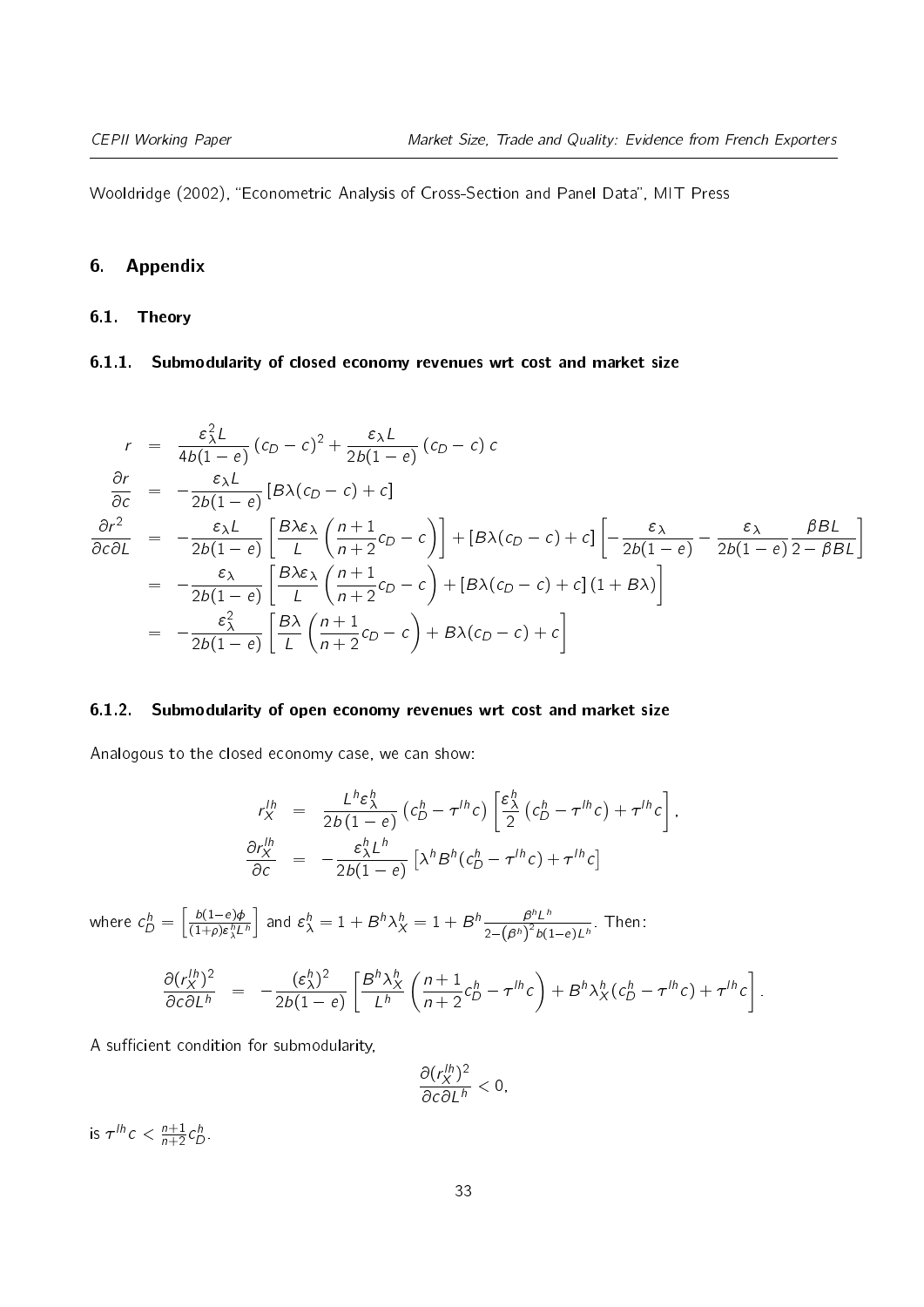Wooldridge (2002), "Econometric Analysis of Cross-Section and Panel Data", MIT Press

## 6. Appendix

### 6.1. Theory

#### 6.1.1. Submodularity of closed economy revenues wrt cost and market size

$$
\begin{aligned}
r &= \frac{\varepsilon_\lambda^2 L}{4b(1-e)}\left(c_D - c\right)^2 + \frac{\varepsilon_\lambda L}{2b(1-e)}\left(c_D - c\right)c \\
\frac{\partial r}{\partial c} &= -\frac{\varepsilon_\lambda L}{2b(1-e)}\left[B\lambda(c_D - c) + c\right] \\
\frac{\partial r^2}{\partial c \partial L} &= -\frac{\varepsilon_\lambda L}{2b(1-e)}\left[\frac{B\lambda\varepsilon_\lambda}{L}\left(\frac{n+1}{n+2}c_D - c\right)\right] + \left[B\lambda(c_D - c) + c\right]\left[-\frac{\varepsilon_\lambda}{2b(1-e)} - \frac{\varepsilon_\lambda}{2b(1-e)}\frac{\beta BL}{2-\beta BL}\right] \\
&= -\frac{\varepsilon_\lambda}{2b(1-e)}\left[\frac{B\lambda\varepsilon_\lambda}{L}\left(\frac{n+1}{n+2}c_D - c\right) + \left[B\lambda(c_D - c) + c\right](1 + B\lambda)\right] \\
&= -\frac{\varepsilon_\lambda^2}{2b(1-e)}\left[\frac{B\lambda}{L}\left(\frac{n+1}{n+2}c_D - c\right) + B\lambda(c_D - c) + c\right]
\end{aligned}
$$

#### 6.1.2. Submodularity of open economy revenues wrt cost and market size

Analogous to the closed economy case, we can show:

$$
\begin{aligned}
r_X^{lh} &= \frac{L^h \varepsilon_\lambda^h}{2b\left(1-e\right)}\left(c_D^h - \tau^{lh}c\right)\left[\frac{\varepsilon_\lambda^h}{2}\left(c_D^h - \tau^{lh}c\right) + \tau^{lh}c\right], \\
\frac{\partial r_X^{lh}}{\partial c} &= -\frac{\varepsilon_\lambda^h L^h}{2b(1-e)}\left[\lambda^h B^h (c_D^h - \tau^{lh}c) + \tau^{lh}c\right]
\end{aligned}
$$

where $c_D^h = \left[\frac{b(1-e)\phi}{(1+\rho)\varepsilon_\lambda^h L^h}\right]$ and $\varepsilon_\lambda^h = 1 + B^h \lambda_X^h = 1 + B^h \frac{\beta^h L^h}{2-\left(\beta^h\right)^2 b(1-e)L^h}$. Then:

$$
\frac{\partial (r_X^{lh})^2}{\partial c \partial L^h} = -\frac{(\varepsilon_\lambda^h)^2}{2b(1-e)}\left[\frac{B^h \lambda_X^h}{L^h}\left(\frac{n+1}{n+2}c_D^h - \tau^{lh}c\right) + B^h \lambda_X^h (c_D^h - \tau^{lh}c) + \tau^{lh}c\right].
$$

A sufficient condition for submodularity,

$$
\frac{\partial (r_X^{lh})^2}{\partial c \partial L^h} < 0,
$$

is $\tau^{lh}c < \frac{n+1}{n+2}c_D^h$.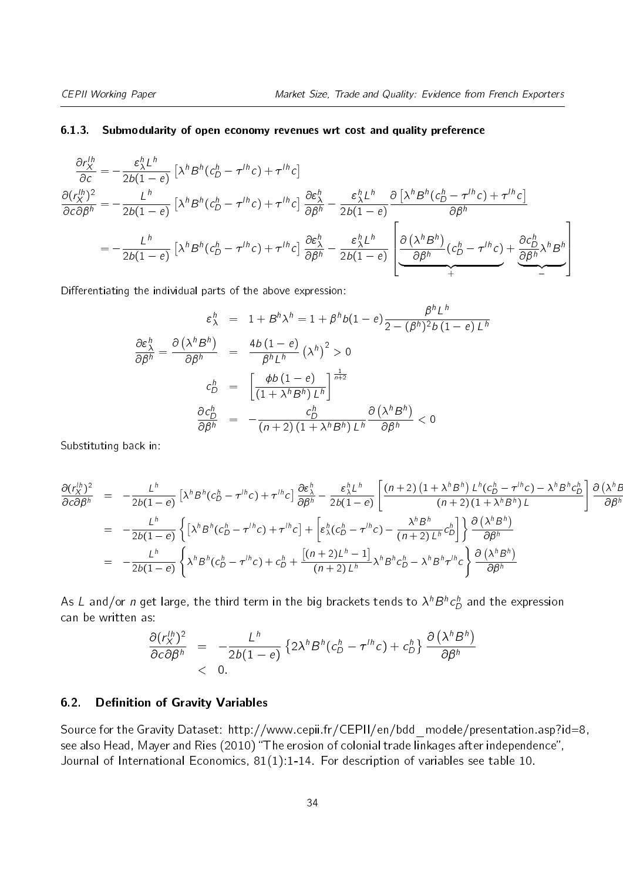### 6.1.3. Submodularity of open economy revenues wrt cost and quality preference

$$
\begin{aligned}
\frac{\partial r_X^{lh}}{\partial c} &= -\frac{\varepsilon_\lambda^h L^h}{2b(1-e)}\left[\lambda^h B^h (c_D^h - \tau^{lh} c) + \tau^{lh} c\right] \\
\frac{\partial (r_X^{lh})^2}{\partial c \partial \beta^h} &= -\frac{L^h}{2b(1-e)}\left[\lambda^h B^h (c_D^h - \tau^{lh} c) + \tau^{lh} c\right]\frac{\partial \varepsilon_\lambda^h}{\partial \beta^h} - \frac{\varepsilon_\lambda^h L^h}{2b(1-e)}\frac{\partial\left[\lambda^h B^h (c_D^h - \tau^{lh} c) + \tau^{lh} c\right]}{\partial \beta^h} \\
&= -\frac{L^h}{2b(1-e)}\left[\lambda^h B^h (c_D^h - \tau^{lh} c) + \tau^{lh} c\right]\frac{\partial \varepsilon_\lambda^h}{\partial \beta^h} - \frac{\varepsilon_\lambda^h L^h}{2b(1-e)}\left[\underbrace{\frac{\partial\left(\lambda^h B^h\right)}{\partial \beta^h}(c_D^h - \tau^{lh} c)}_{+} + \underbrace{\frac{\partial c_D^h}{\partial \beta^h}\lambda^h B^h}_{-}\right]
\end{aligned}
$$

Differentiating the individual parts of the above expression:

$$
\begin{aligned}
\varepsilon_\lambda^h &= 1 + B^h \lambda^h = 1 + \beta^h b(1-e)\frac{\beta^h L^h}{2 - (\beta^h)^2 b\,(1-e)\,L^h} \\
\frac{\partial \varepsilon_\lambda^h}{\partial \beta^h} = \frac{\partial\left(\lambda^h B^h\right)}{\partial \beta^h} &= \frac{4b\,(1-e)}{\beta^h L^h}\left(\lambda^h\right)^2 > 0 \\
c_D^h &= \left[\frac{\phi b\,(1-e)}{\left(1 + \lambda^h B^h\right) L^h}\right]^{\frac{1}{n+2}} \\
\frac{\partial c_D^h}{\partial \beta^h} &= -\frac{c_D^h}{(n+2)\left(1 + \lambda^h B^h\right) L^h}\frac{\partial\left(\lambda^h B^h\right)}{\partial \beta^h} < 0
\end{aligned}
$$

Substituting back in:

$$
\begin{aligned}
\frac{\partial (r_X^{lh})^2}{\partial c \partial \beta^h} &= -\frac{L^h}{2b(1-e)}\left[\lambda^h B^h (c_D^h - \tau^{lh} c) + \tau^{lh} c\right]\frac{\partial \varepsilon_\lambda^h}{\partial \beta^h} - \frac{\varepsilon_\lambda^h L^h}{2b(1-e)}\left[\frac{(n+2)\left(1 + \lambda^h B^h\right) L^h (c_D^h - \tau^{lh} c) - \lambda^h B^h c_D^h}{(n+2)\left(1 + \lambda^h B^h\right) L}\right]\frac{\partial\left(\lambda^h B^h\right)}{\partial \beta^h} \\
&= -\frac{L^h}{2b(1-e)}\left\{\left[\lambda^h B^h (c_D^h - \tau^{lh} c) + \tau^{lh} c\right] + \left[\varepsilon_\lambda^h (c_D^h - \tau^{lh} c) - \frac{\lambda^h B^h}{(n+2)\,L^h} c_D^h\right]\right\}\frac{\partial\left(\lambda^h B^h\right)}{\partial \beta^h} \\
&= -\frac{L^h}{2b(1-e)}\left\{\lambda^h B^h (c_D^h - \tau^{lh} c) + c_D^h + \frac{\left[(n+2)L^h - 1\right]}{(n+2)\,L^h}\lambda^h B^h c_D^h - \lambda^h B^h \tau^{lh} c\right\}\frac{\partial\left(\lambda^h B^h\right)}{\partial \beta^h}
\end{aligned}
$$

As $L$ and/or $n$ get large, the third term in the big brackets tends to $\lambda^h B^h c_D^h$ and the expression can be written as:

$$
\begin{aligned}
\frac{\partial (r_X^{lh})^2}{\partial c \partial \beta^h} &= -\frac{L^h}{2b(1-e)}\left\{2\lambda^h B^h (c_D^h - \tau^{lh} c) + c_D^h\right\}\frac{\partial\left(\lambda^h B^h\right)}{\partial \beta^h} \\
&< 0.
\end{aligned}
$$

## 6.2. Definition of Gravity Variables

Source for the Gravity Dataset: http://www.cepii.fr/CEPII/en/bdd_modele/presentation.asp?id=8, see also Head, Mayer and Ries (2010) "The erosion of colonial trade linkages after independence", Journal of International Economics, 81(1):1-14. For description of variables see table 10.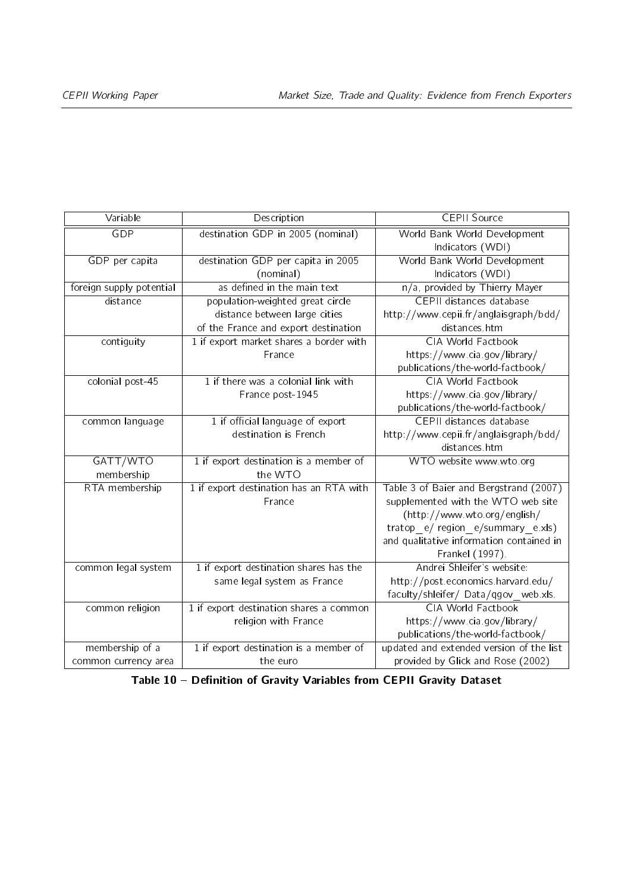| Variable | Description | CEPII Source |
|---|---|---|
| GDP | destination GDP in 2005 (nominal) | World Bank World Development Indicators (WDI) |
| GDP per capita | destination GDP per capita in 2005 (nominal) | World Bank World Development Indicators (WDI) |
| foreign supply potential | as defined in the main text | n/a, provided by Thierry Mayer |
| distance | population-weighted great circle distance between large cities of the France and export destination | CEPII distances database http://www.cepii.fr/anglaisgraph/bdd/distances.htm |
| contiguity | 1 if export market shares a border with France | CIA World Factbook https://www.cia.gov/library/publications/the-world-factbook/ |
| colonial post-45 | 1 if there was a colonial link with France post-1945 | CIA World Factbook https://www.cia.gov/library/publications/the-world-factbook/ |
| common language | 1 if official language of export destination is French | CEPII distances database http://www.cepii.fr/anglaisgraph/bdd/distances.htm |
| GATT/WTO membership | 1 if export destination is a member of the WTO | WTO website www.wto.org |
| RTA membership | 1 if export destination has an RTA with France | Table 3 of Baier and Bergstrand (2007) supplemented with the WTO web site (http://www.wto.org/english/tratop_e/ region_e/summary_e.xls) and qualitative information contained in Frankel (1997). |
| common legal system | 1 if export destination shares has the same legal system as France | Andrei Shleifer's website: http://post.economics.harvard.edu/faculty/shleifer/ Data/qgov_web.xls. |
| common religion | 1 if export destination shares a common religion with France | CIA World Factbook https://www.cia.gov/library/publications/the-world-factbook/ |
| membership of a common currency area | 1 if export destination is a member of the euro | updated and extended version of the list provided by Glick and Rose (2002) |

**Table 10 – Definition of Gravity Variables from CEPII Gravity Dataset**